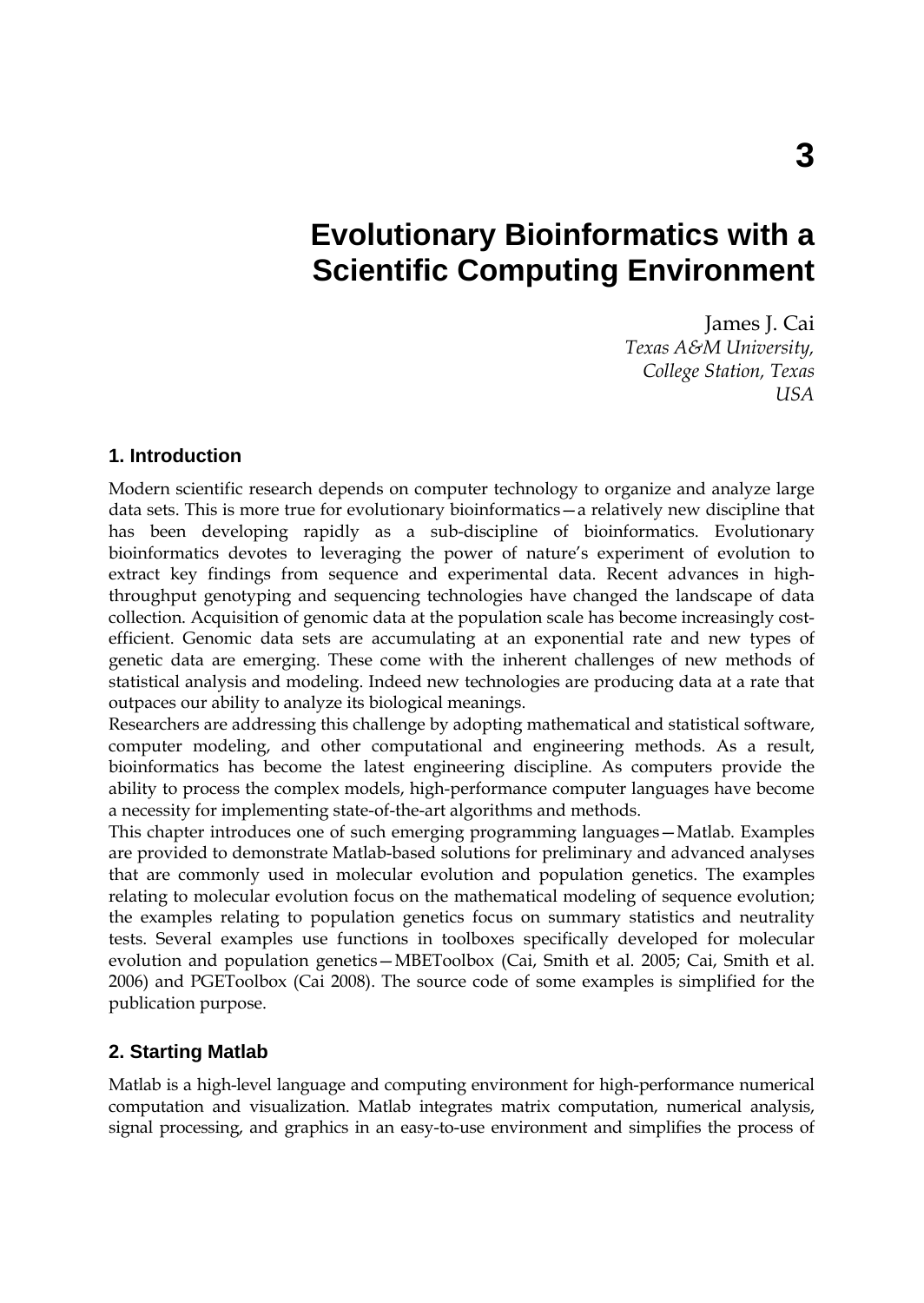# 3

# Evolutionary Bioinformatics with a Scientific Computing Environment

James J. Cai
*Texas A&M University,*
*College Station, Texas*
*USA*

## 1. Introduction

Modern scientific research depends on computer technology to organize and analyze large data sets. This is more true for evolutionary bioinformatics—a relatively new discipline that has been developing rapidly as a sub-discipline of bioinformatics. Evolutionary bioinformatics devotes to leveraging the power of nature's experiment of evolution to extract key findings from sequence and experimental data. Recent advances in high-throughput genotyping and sequencing technologies have changed the landscape of data collection. Acquisition of genomic data at the population scale has become increasingly cost-efficient. Genomic data sets are accumulating at an exponential rate and new types of genetic data are emerging. These come with the inherent challenges of new methods of statistical analysis and modeling. Indeed new technologies are producing data at a rate that outpaces our ability to analyze its biological meanings.

Researchers are addressing this challenge by adopting mathematical and statistical software, computer modeling, and other computational and engineering methods. As a result, bioinformatics has become the latest engineering discipline. As computers provide the ability to process the complex models, high-performance computer languages have become a necessity for implementing state-of-the-art algorithms and methods.

This chapter introduces one of such emerging programming languages—Matlab. Examples are provided to demonstrate Matlab-based solutions for preliminary and advanced analyses that are commonly used in molecular evolution and population genetics. The examples relating to molecular evolution focus on the mathematical modeling of sequence evolution; the examples relating to population genetics focus on summary statistics and neutrality tests. Several examples use functions in toolboxes specifically developed for molecular evolution and population genetics—MBEToolbox (Cai, Smith et al. 2005; Cai, Smith et al. 2006) and PGEToolbox (Cai 2008). The source code of some examples is simplified for the publication purpose.

## 2. Starting Matlab

Matlab is a high-level language and computing environment for high-performance numerical computation and visualization. Matlab integrates matrix computation, numerical analysis, signal processing, and graphics in an easy-to-use environment and simplifies the process of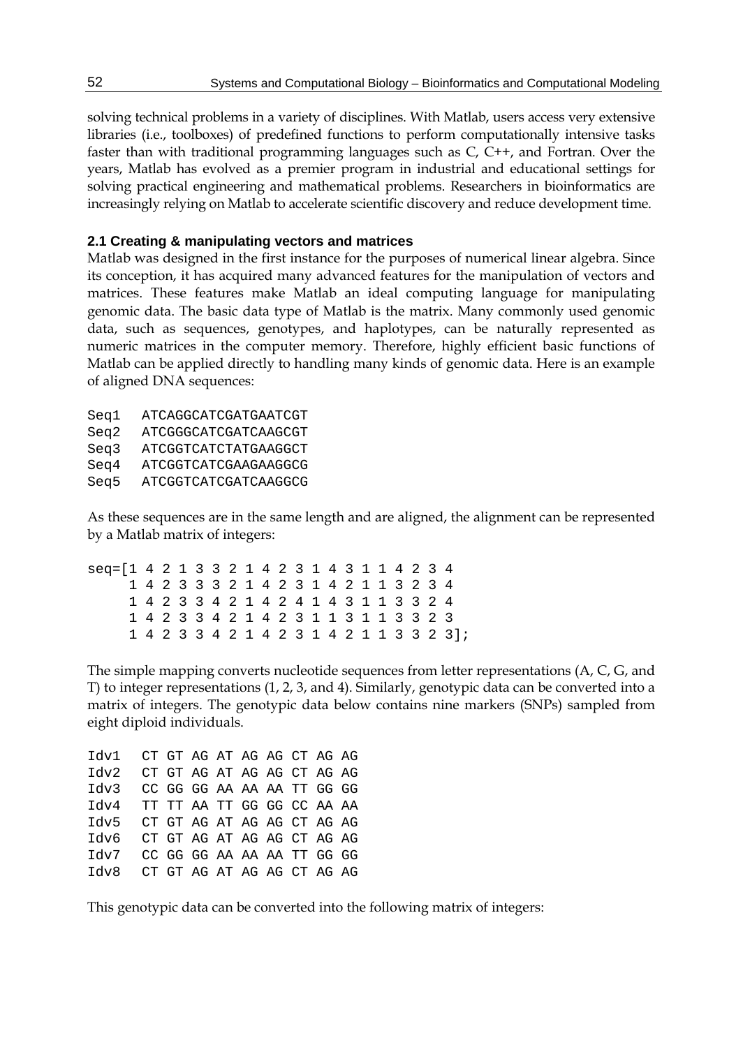solving technical problems in a variety of disciplines. With Matlab, users access very extensive libraries (i.e., toolboxes) of predefined functions to perform computationally intensive tasks faster than with traditional programming languages such as C, C++, and Fortran. Over the years, Matlab has evolved as a premier program in industrial and educational settings for solving practical engineering and mathematical problems. Researchers in bioinformatics are increasingly relying on Matlab to accelerate scientific discovery and reduce development time.

### 2.1 Creating & manipulating vectors and matrices

Matlab was designed in the first instance for the purposes of numerical linear algebra. Since its conception, it has acquired many advanced features for the manipulation of vectors and matrices. These features make Matlab an ideal computing language for manipulating genomic data. The basic data type of Matlab is the matrix. Many commonly used genomic data, such as sequences, genotypes, and haplotypes, can be naturally represented as numeric matrices in the computer memory. Therefore, highly efficient basic functions of Matlab can be applied directly to handling many kinds of genomic data. Here is an example of aligned DNA sequences:

```
Seq1  ATCAGGCATCGATGAATCGT
Seq2  ATCGGGCATCGATCAAGCGT
Seq3  ATCGGTCATCTATGAAGGCT
Seq4  ATCGGTCATCGAAGAAGGCG
Seq5  ATCGGTCATCGATCAAGGCG
```

As these sequences are in the same length and are aligned, the alignment can be represented by a Matlab matrix of integers:

```
seq=[1 4 2 1 3 3 2 1 4 2 3 1 4 3 1 1 4 2 3 4
     1 4 2 3 3 3 2 1 4 2 3 1 4 2 1 1 3 2 3 4
     1 4 2 3 3 4 2 1 4 2 4 1 4 3 1 1 3 3 2 4
     1 4 2 3 3 4 2 1 4 2 3 1 1 3 1 1 3 3 2 3
     1 4 2 3 3 4 2 1 4 2 3 1 4 2 1 1 3 3 2 3];
```

The simple mapping converts nucleotide sequences from letter representations (A, C, G, and T) to integer representations (1, 2, 3, and 4). Similarly, genotypic data can be converted into a matrix of integers. The genotypic data below contains nine markers (SNPs) sampled from eight diploid individuals.

```
Idv1  CT GT AG AT AG AG CT AG AG
Idv2  CT GT AG AT AG AG CT AG AG
Idv3  CC GG GG AA AA AA TT GG GG
Idv4  TT TT AA TT GG GG CC AA AA
Idv5  CT GT AG AT AG AG CT AG AG
Idv6  CT GT AG AT AG AG CT AG AG
Idv7  CC GG GG AA AA AA TT GG GG
Idv8  CT GT AG AT AG AG CT AG AG
```

This genotypic data can be converted into the following matrix of integers: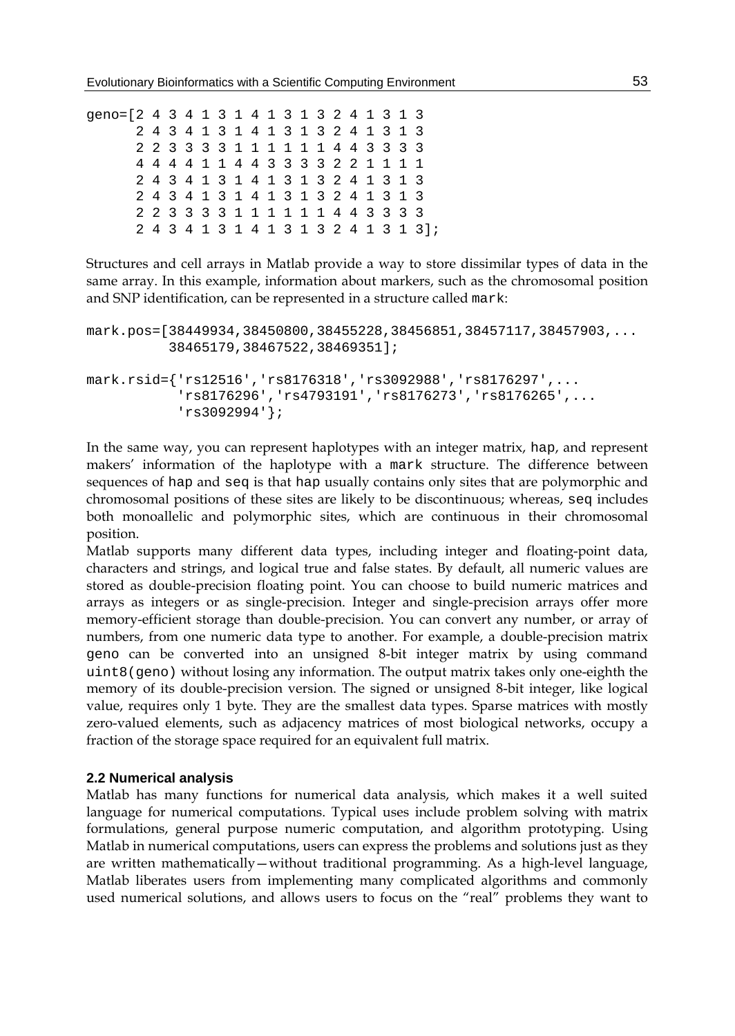```
geno=[2 4 3 4 1 3 1 4 1 3 1 3 2 4 1 3 1 3
      2 4 3 4 1 3 1 4 1 3 1 3 2 4 1 3 1 3
      2 2 3 3 3 3 1 1 1 1 1 1 4 4 3 3 3 3
      4 4 4 4 1 1 4 4 3 3 3 3 2 2 1 1 1 1
      2 4 3 4 1 3 1 4 1 3 1 3 2 4 1 3 1 3
      2 4 3 4 1 3 1 4 1 3 1 3 2 4 1 3 1 3
      2 2 3 3 3 3 1 1 1 1 1 1 4 4 3 3 3 3
      2 4 3 4 1 3 1 4 1 3 1 3 2 4 1 3 1 3];
```

Structures and cell arrays in Matlab provide a way to store dissimilar types of data in the same array. In this example, information about markers, such as the chromosomal position and SNP identification, can be represented in a structure called `mark`:

```
mark.pos=[38449934,38450800,38455228,38456851,38457117,38457903,...
          38465179,38467522,38469351];

mark.rsid={'rs12516','rs8176318','rs3092988','rs8176297',...
           'rs8176296','rs4793191','rs8176273','rs8176265',...
           'rs3092994'};
```

In the same way, you can represent haplotypes with an integer matrix, `hap`, and represent makers' information of the haplotype with a `mark` structure. The difference between sequences of `hap` and `seq` is that `hap` usually contains only sites that are polymorphic and chromosomal positions of these sites are likely to be discontinuous; whereas, `seq` includes both monoallelic and polymorphic sites, which are continuous in their chromosomal position.

Matlab supports many different data types, including integer and floating-point data, characters and strings, and logical true and false states. By default, all numeric values are stored as double-precision floating point. You can choose to build numeric matrices and arrays as integers or as single-precision. Integer and single-precision arrays offer more memory-efficient storage than double-precision. You can convert any number, or array of numbers, from one numeric data type to another. For example, a double-precision matrix `geno` can be converted into an unsigned 8-bit integer matrix by using command `uint8(geno)` without losing any information. The output matrix takes only one-eighth the memory of its double-precision version. The signed or unsigned 8-bit integer, like logical value, requires only 1 byte. They are the smallest data types. Sparse matrices with mostly zero-valued elements, such as adjacency matrices of most biological networks, occupy a fraction of the storage space required for an equivalent full matrix.

### 2.2 Numerical analysis

Matlab has many functions for numerical data analysis, which makes it a well suited language for numerical computations. Typical uses include problem solving with matrix formulations, general purpose numeric computation, and algorithm prototyping. Using Matlab in numerical computations, users can express the problems and solutions just as they are written mathematically—without traditional programming. As a high-level language, Matlab liberates users from implementing many complicated algorithms and commonly used numerical solutions, and allows users to focus on the "real" problems they want to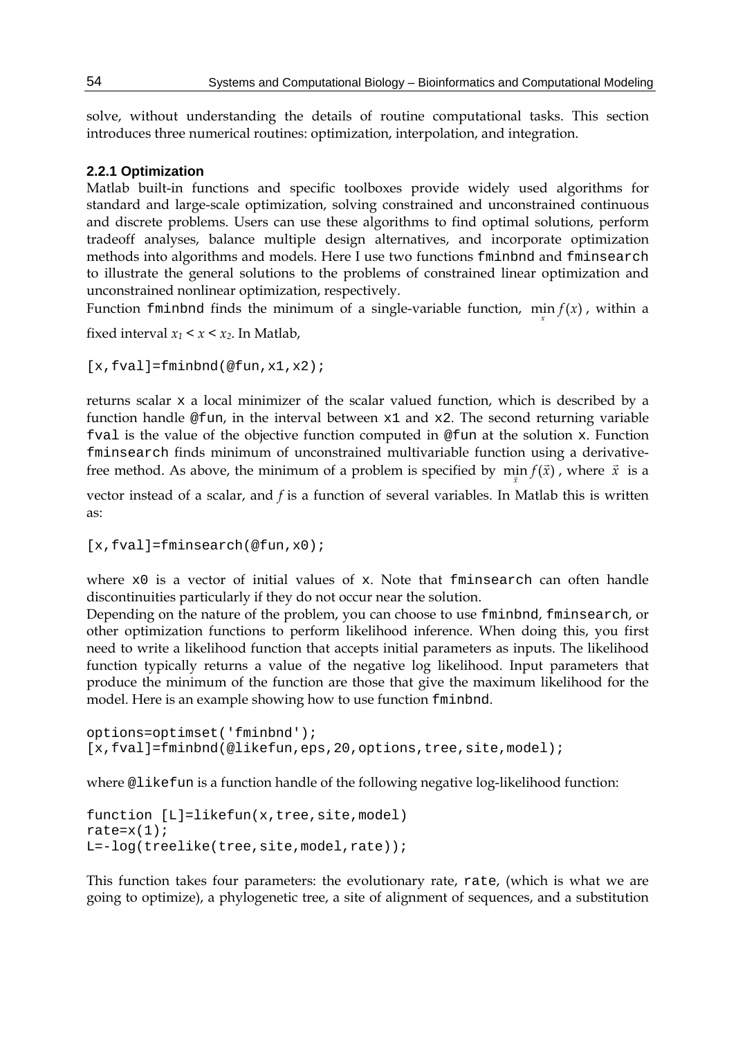solve, without understanding the details of routine computational tasks. This section introduces three numerical routines: optimization, interpolation, and integration.

### 2.2.1 Optimization

Matlab built-in functions and specific toolboxes provide widely used algorithms for standard and large-scale optimization, solving constrained and unconstrained continuous and discrete problems. Users can use these algorithms to find optimal solutions, perform tradeoff analyses, balance multiple design alternatives, and incorporate optimization methods into algorithms and models. Here I use two functions `fminbnd` and `fminsearch` to illustrate the general solutions to the problems of constrained linear optimization and unconstrained nonlinear optimization, respectively.

Function `fminbnd` finds the minimum of a single-variable function, $\min_{x} f(x)$, within a fixed interval $x_1 < x < x_2$. In Matlab,

```
[x,fval]=fminbnd(@fun,x1,x2);
```

returns scalar `x` a local minimizer of the scalar valued function, which is described by a function handle `@fun`, in the interval between `x1` and `x2`. The second returning variable `fval` is the value of the objective function computed in `@fun` at the solution `x`. Function `fminsearch` finds minimum of unconstrained multivariable function using a derivative-free method. As above, the minimum of a problem is specified by $\min_{\vec{x}} f(\vec{x})$, where $\vec{x}$ is a vector instead of a scalar, and $f$ is a function of several variables. In Matlab this is written as:

```
[x,fval]=fminsearch(@fun,x0);
```

where `x0` is a vector of initial values of `x`. Note that `fminsearch` can often handle discontinuities particularly if they do not occur near the solution.

Depending on the nature of the problem, you can choose to use `fminbnd`, `fminsearch`, or other optimization functions to perform likelihood inference. When doing this, you first need to write a likelihood function that accepts initial parameters as inputs. The likelihood function typically returns a value of the negative log likelihood. Input parameters that produce the minimum of the function are those that give the maximum likelihood for the model. Here is an example showing how to use function `fminbnd`.

```
options=optimset('fminbnd');
[x,fval]=fminbnd(@likefun,eps,20,options,tree,site,model);
```

where `@likefun` is a function handle of the following negative log-likelihood function:

```
function [L]=likefun(x,tree,site,model)
rate=x(1);
L=-log(treelike(tree,site,model,rate));
```

This function takes four parameters: the evolutionary rate, `rate`, (which is what we are going to optimize), a phylogenetic tree, a site of alignment of sequences, and a substitution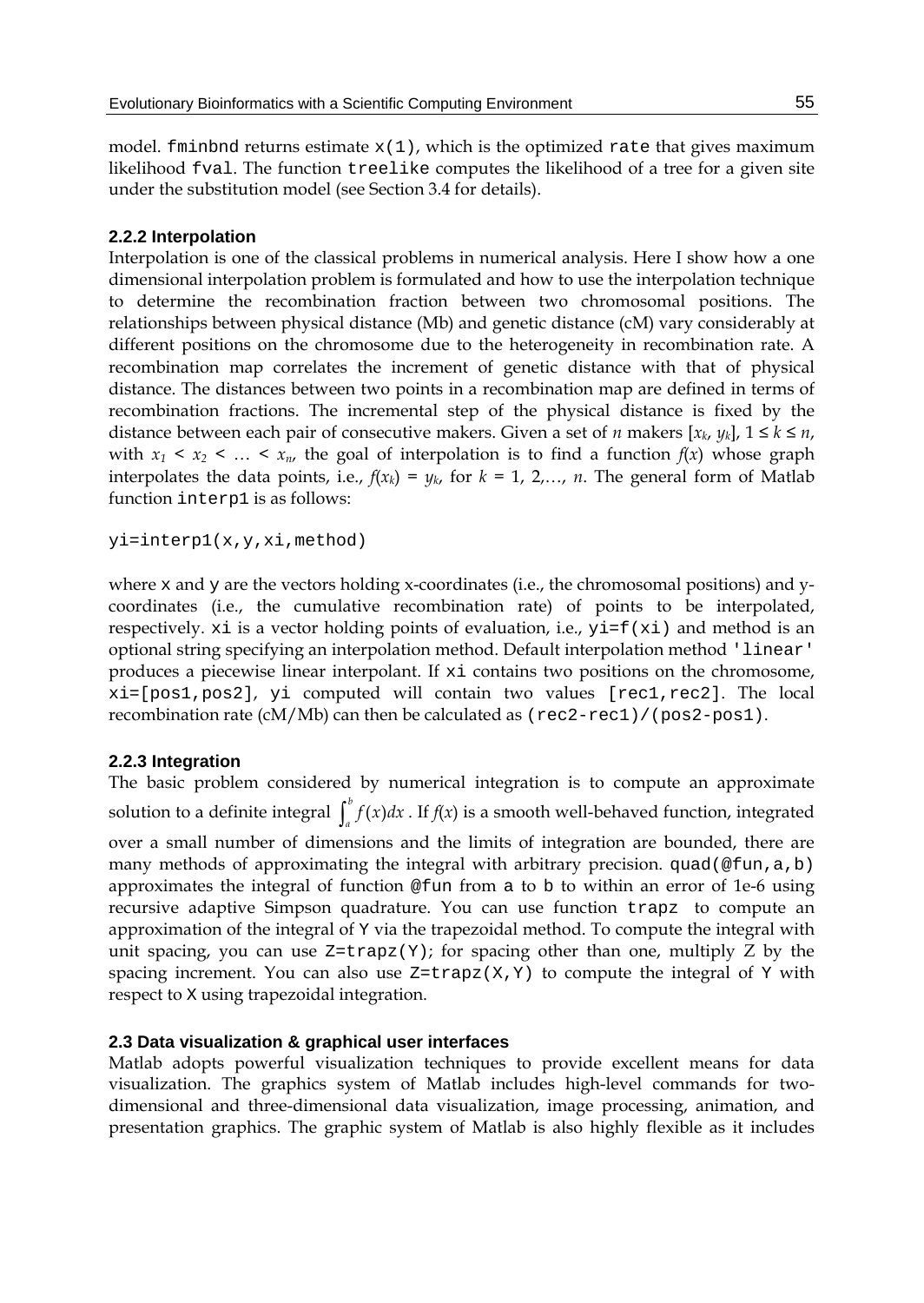model. `fminbnd` returns estimate `x(1)`, which is the optimized `rate` that gives maximum likelihood `fval`. The function `treelike` computes the likelihood of a tree for a given site under the substitution model (see Section 3.4 for details).

### 2.2.2 Interpolation

Interpolation is one of the classical problems in numerical analysis. Here I show how a one dimensional interpolation problem is formulated and how to use the interpolation technique to determine the recombination fraction between two chromosomal positions. The relationships between physical distance (Mb) and genetic distance (cM) vary considerably at different positions on the chromosome due to the heterogeneity in recombination rate. A recombination map correlates the increment of genetic distance with that of physical distance. The distances between two points in a recombination map are defined in terms of recombination fractions. The incremental step of the physical distance is fixed by the distance between each pair of consecutive makers. Given a set of $n$ makers $[x_k, y_k]$, $1 \leq k \leq n$, with $x_1 < x_2 < \ldots < x_n$, the goal of interpolation is to find a function $f(x)$ whose graph interpolates the data points, i.e., $f(x_k) = y_k$, for $k = 1, 2, \ldots, n$. The general form of Matlab function `interp1` is as follows:

```
yi=interp1(x,y,xi,method)
```

where `x` and `y` are the vectors holding x-coordinates (i.e., the chromosomal positions) and y-coordinates (i.e., the cumulative recombination rate) of points to be interpolated, respectively. `xi` is a vector holding points of evaluation, i.e., `yi=f(xi)` and method is an optional string specifying an interpolation method. Default interpolation method `'linear'` produces a piecewise linear interpolant. If `xi` contains two positions on the chromosome, `xi=[pos1,pos2]`, `yi` computed will contain two values `[rec1,rec2]`. The local recombination rate (cM/Mb) can then be calculated as `(rec2-rec1)/(pos2-pos1)`.

### 2.2.3 Integration

The basic problem considered by numerical integration is to compute an approximate solution to a definite integral $\int_a^b f(x)dx$ . If $f(x)$ is a smooth well-behaved function, integrated over a small number of dimensions and the limits of integration are bounded, there are many methods of approximating the integral with arbitrary precision. `quad(@fun,a,b)` approximates the integral of function `@fun` from `a` to `b` to within an error of 1e-6 using recursive adaptive Simpson quadrature. You can use function `trapz` to compute an approximation of the integral of `Y` via the trapezoidal method. To compute the integral with unit spacing, you can use `Z=trapz(Y)`; for spacing other than one, multiply Z by the spacing increment. You can also use `Z=trapz(X,Y)` to compute the integral of `Y` with respect to `X` using trapezoidal integration.

## 2.3 Data visualization & graphical user interfaces

Matlab adopts powerful visualization techniques to provide excellent means for data visualization. The graphics system of Matlab includes high-level commands for two-dimensional and three-dimensional data visualization, image processing, animation, and presentation graphics. The graphic system of Matlab is also highly flexible as it includes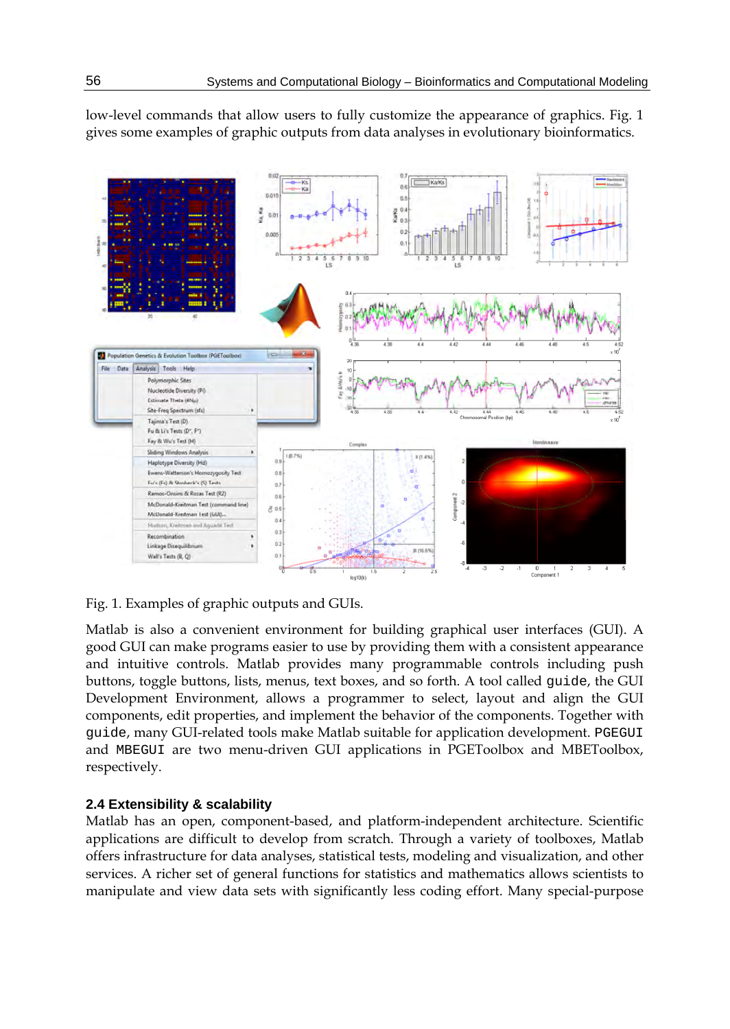low-level commands that allow users to fully customize the appearance of graphics. Fig. 1 gives some examples of graphic outputs from data analyses in evolutionary bioinformatics.

Fig. 1. Examples of graphic outputs and GUIs.

Matlab is also a convenient environment for building graphical user interfaces (GUI). A good GUI can make programs easier to use by providing them with a consistent appearance and intuitive controls. Matlab provides many programmable controls including push buttons, toggle buttons, lists, menus, text boxes, and so forth. A tool called `guide`, the GUI Development Environment, allows a programmer to select, layout and align the GUI components, edit properties, and implement the behavior of the components. Together with `guide`, many GUI-related tools make Matlab suitable for application development. `PGEGUI` and `MBEGUI` are two menu-driven GUI applications in PGEToolbox and MBEToolbox, respectively.

### 2.4 Extensibility & scalability

Matlab has an open, component-based, and platform-independent architecture. Scientific applications are difficult to develop from scratch. Through a variety of toolboxes, Matlab offers infrastructure for data analyses, statistical tests, modeling and visualization, and other services. A richer set of general functions for statistics and mathematics allows scientists to manipulate and view data sets with significantly less coding effort. Many special-purpose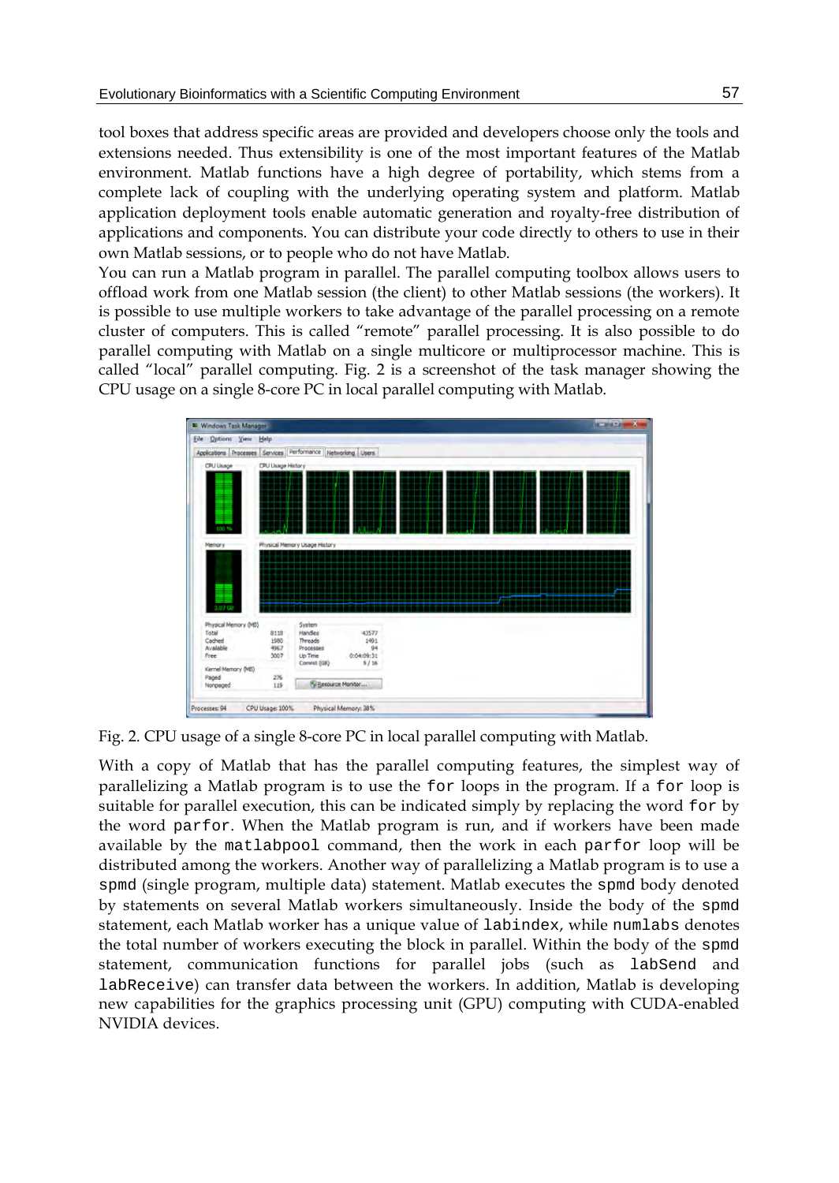tool boxes that address specific areas are provided and developers choose only the tools and extensions needed. Thus extensibility is one of the most important features of the Matlab environment. Matlab functions have a high degree of portability, which stems from a complete lack of coupling with the underlying operating system and platform. Matlab application deployment tools enable automatic generation and royalty-free distribution of applications and components. You can distribute your code directly to others to use in their own Matlab sessions, or to people who do not have Matlab.

You can run a Matlab program in parallel. The parallel computing toolbox allows users to offload work from one Matlab session (the client) to other Matlab sessions (the workers). It is possible to use multiple workers to take advantage of the parallel processing on a remote cluster of computers. This is called "remote" parallel processing. It is also possible to do parallel computing with Matlab on a single multicore or multiprocessor machine. This is called "local" parallel computing. Fig. 2 is a screenshot of the task manager showing the CPU usage on a single 8-core PC in local parallel computing with Matlab.

Fig. 2. CPU usage of a single 8-core PC in local parallel computing with Matlab.

With a copy of Matlab that has the parallel computing features, the simplest way of parallelizing a Matlab program is to use the `for` loops in the program. If a `for` loop is suitable for parallel execution, this can be indicated simply by replacing the word `for` by the word `parfor`. When the Matlab program is run, and if workers have been made available by the `matlabpool` command, then the work in each `parfor` loop will be distributed among the workers. Another way of parallelizing a Matlab program is to use a `spmd` (single program, multiple data) statement. Matlab executes the `spmd` body denoted by statements on several Matlab workers simultaneously. Inside the body of the `spmd` statement, each Matlab worker has a unique value of `labindex`, while `numlabs` denotes the total number of workers executing the block in parallel. Within the body of the `spmd` statement, communication functions for parallel jobs (such as `labSend` and `labReceive`) can transfer data between the workers. In addition, Matlab is developing new capabilities for the graphics processing unit (GPU) computing with CUDA-enabled NVIDIA devices.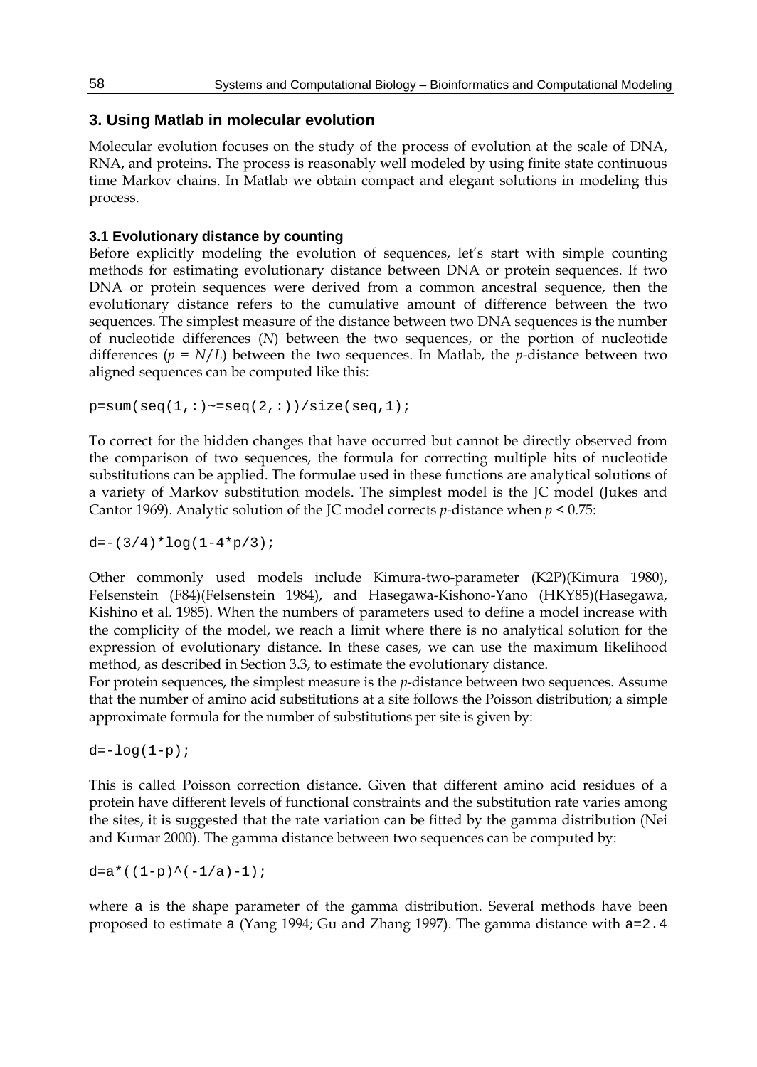## 3. Using Matlab in molecular evolution

Molecular evolution focuses on the study of the process of evolution at the scale of DNA, RNA, and proteins. The process is reasonably well modeled by using finite state continuous time Markov chains. In Matlab we obtain compact and elegant solutions in modeling this process.

### 3.1 Evolutionary distance by counting

Before explicitly modeling the evolution of sequences, let's start with simple counting methods for estimating evolutionary distance between DNA or protein sequences. If two DNA or protein sequences were derived from a common ancestral sequence, then the evolutionary distance refers to the cumulative amount of difference between the two sequences. The simplest measure of the distance between two DNA sequences is the number of nucleotide differences ($N$) between the two sequences, or the portion of nucleotide differences ($p = N/L$) between the two sequences. In Matlab, the *p*-distance between two aligned sequences can be computed like this:

```
p=sum(seq(1,:)~=seq(2,:))/size(seq,1);
```

To correct for the hidden changes that have occurred but cannot be directly observed from the comparison of two sequences, the formula for correcting multiple hits of nucleotide substitutions can be applied. The formulae used in these functions are analytical solutions of a variety of Markov substitution models. The simplest model is the JC model (Jukes and Cantor 1969). Analytic solution of the JC model corrects *p*-distance when $p < 0.75$:

```
d=-(3/4)*log(1-4*p/3);
```

Other commonly used models include Kimura-two-parameter (K2P)(Kimura 1980), Felsenstein (F84)(Felsenstein 1984), and Hasegawa-Kishono-Yano (HKY85)(Hasegawa, Kishino et al. 1985). When the numbers of parameters used to define a model increase with the complicity of the model, we reach a limit where there is no analytical solution for the expression of evolutionary distance. In these cases, we can use the maximum likelihood method, as described in Section 3.3, to estimate the evolutionary distance.

For protein sequences, the simplest measure is the *p*-distance between two sequences. Assume that the number of amino acid substitutions at a site follows the Poisson distribution; a simple approximate formula for the number of substitutions per site is given by:

```
d=-log(1-p);
```

This is called Poisson correction distance. Given that different amino acid residues of a protein have different levels of functional constraints and the substitution rate varies among the sites, it is suggested that the rate variation can be fitted by the gamma distribution (Nei and Kumar 2000). The gamma distance between two sequences can be computed by:

```
d=a*((1-p)^(-1/a)-1);
```

where `a` is the shape parameter of the gamma distribution. Several methods have been proposed to estimate `a` (Yang 1994; Gu and Zhang 1997). The gamma distance with `a=2.4`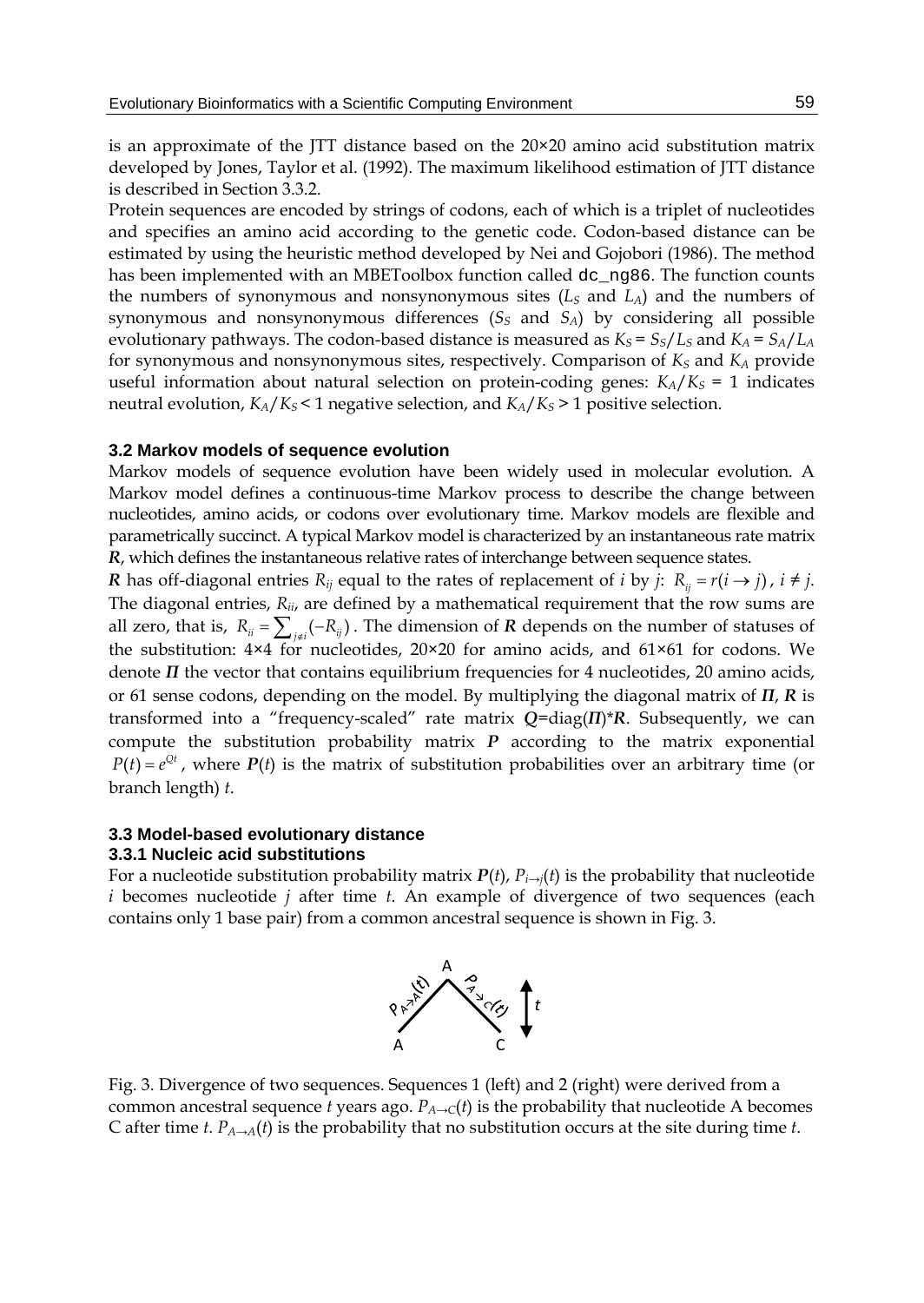is an approximate of the JTT distance based on the 20×20 amino acid substitution matrix developed by Jones, Taylor et al. (1992). The maximum likelihood estimation of JTT distance is described in Section 3.3.2.

Protein sequences are encoded by strings of codons, each of which is a triplet of nucleotides and specifies an amino acid according to the genetic code. Codon-based distance can be estimated by using the heuristic method developed by Nei and Gojobori (1986). The method has been implemented with an MBEToolbox function called `dc_ng86`. The function counts the numbers of synonymous and nonsynonymous sites ($L_S$ and $L_A$) and the numbers of synonymous and nonsynonymous differences ($S_S$ and $S_A$) by considering all possible evolutionary pathways. The codon-based distance is measured as $K_S = S_S/L_S$ and $K_A = S_A/L_A$ for synonymous and nonsynonymous sites, respectively. Comparison of $K_S$ and $K_A$ provide useful information about natural selection on protein-coding genes: $K_A/K_S = 1$ indicates neutral evolution, $K_A/K_S < 1$ negative selection, and $K_A/K_S > 1$ positive selection.

### 3.2 Markov models of sequence evolution

Markov models of sequence evolution have been widely used in molecular evolution. A Markov model defines a continuous-time Markov process to describe the change between nucleotides, amino acids, or codons over evolutionary time. Markov models are flexible and parametrically succinct. A typical Markov model is characterized by an instantaneous rate matrix $\boldsymbol{R}$, which defines the instantaneous relative rates of interchange between sequence states.

$\boldsymbol{R}$ has off-diagonal entries $R_{ij}$ equal to the rates of replacement of $i$ by $j$: $R_{ij} = r(i \rightarrow j)$, $i \neq j$. The diagonal entries, $R_{ii}$, are defined by a mathematical requirement that the row sums are all zero, that is, $R_{ii} = \sum_{j \neq i} (-R_{ij})$. The dimension of $\boldsymbol{R}$ depends on the number of statuses of the substitution: 4×4 for nucleotides, 20×20 for amino acids, and 61×61 for codons. We denote $\boldsymbol{\Pi}$ the vector that contains equilibrium frequencies for 4 nucleotides, 20 amino acids, or 61 sense codons, depending on the model. By multiplying the diagonal matrix of $\boldsymbol{\Pi}$, $\boldsymbol{R}$ is transformed into a "frequency-scaled" rate matrix $\boldsymbol{Q}=\text{diag}(\boldsymbol{\Pi})*\boldsymbol{R}$. Subsequently, we can compute the substitution probability matrix $\boldsymbol{P}$ according to the matrix exponential $P(t) = e^{Qt}$, where $\boldsymbol{P}(t)$ is the matrix of substitution probabilities over an arbitrary time (or branch length) $t$.

### 3.3 Model-based evolutionary distance

#### 3.3.1 Nucleic acid substitutions

For a nucleotide substitution probability matrix $\boldsymbol{P}(t)$, $P_{i\rightarrow j}(t)$ is the probability that nucleotide $i$ becomes nucleotide $j$ after time $t$. An example of divergence of two sequences (each contains only 1 base pair) from a common ancestral sequence is shown in Fig. 3.

Fig. 3. Divergence of two sequences. Sequences 1 (left) and 2 (right) were derived from a common ancestral sequence $t$ years ago. $P_{A\rightarrow C}(t)$ is the probability that nucleotide A becomes C after time $t$. $P_{A\rightarrow A}(t)$ is the probability that no substitution occurs at the site during time $t$.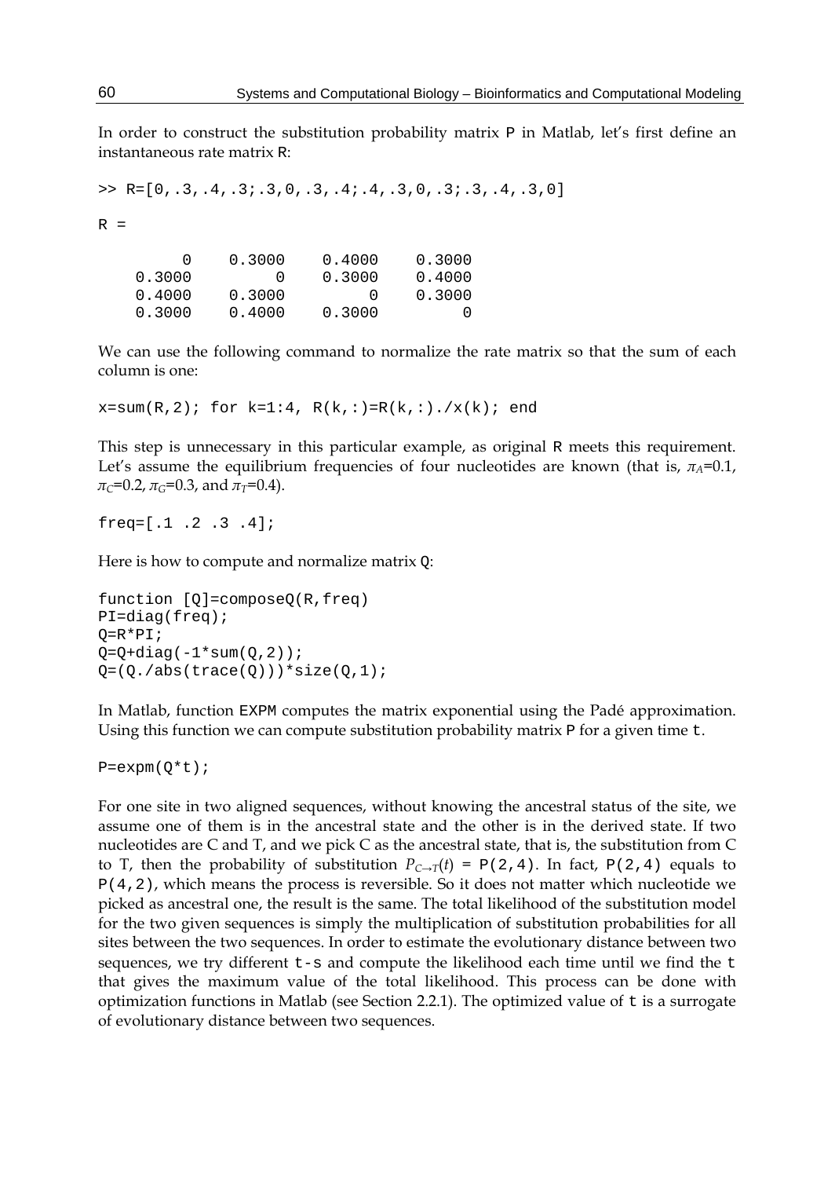In order to construct the substitution probability matrix `P` in Matlab, let's first define an instantaneous rate matrix `R`:

```
>> R=[0,.3,.4,.3;.3,0,.3,.4;.4,.3,0,.3;.3,.4,.3,0]

R =

         0    0.3000    0.4000    0.3000
    0.3000         0    0.3000    0.4000
    0.4000    0.3000         0    0.3000
    0.3000    0.4000    0.3000         0
```

We can use the following command to normalize the rate matrix so that the sum of each column is one:

```
x=sum(R,2); for k=1:4, R(k,:)=R(k,:)./x(k); end
```

This step is unnecessary in this particular example, as original `R` meets this requirement. Let's assume the equilibrium frequencies of four nucleotides are known (that is, $\pi_A$=0.1, $\pi_C$=0.2, $\pi_G$=0.3, and $\pi_T$=0.4).

```
freq=[.1 .2 .3 .4];
```

Here is how to compute and normalize matrix `Q`:

```
function [Q]=composeQ(R,freq)
PI=diag(freq);
Q=R*PI;
Q=Q+diag(-1*sum(Q,2));
Q=(Q./abs(trace(Q)))*size(Q,1);
```

In Matlab, function `EXPM` computes the matrix exponential using the Padé approximation. Using this function we can compute substitution probability matrix `P` for a given time `t`.

```
P=expm(Q*t);
```

For one site in two aligned sequences, without knowing the ancestral status of the site, we assume one of them is in the ancestral state and the other is in the derived state. If two nucleotides are C and T, and we pick C as the ancestral state, that is, the substitution from C to T, then the probability of substitution $P_{C\rightarrow T}(t)$ = `P(2,4)`. In fact, `P(2,4)` equals to `P(4,2)`, which means the process is reversible. So it does not matter which nucleotide we picked as ancestral one, the result is the same. The total likelihood of the substitution model for the two given sequences is simply the multiplication of substitution probabilities for all sites between the two sequences. In order to estimate the evolutionary distance between two sequences, we try different `t-s` and compute the likelihood each time until we find the `t` that gives the maximum value of the total likelihood. This process can be done with optimization functions in Matlab (see Section 2.2.1). The optimized value of `t` is a surrogate of evolutionary distance between two sequences.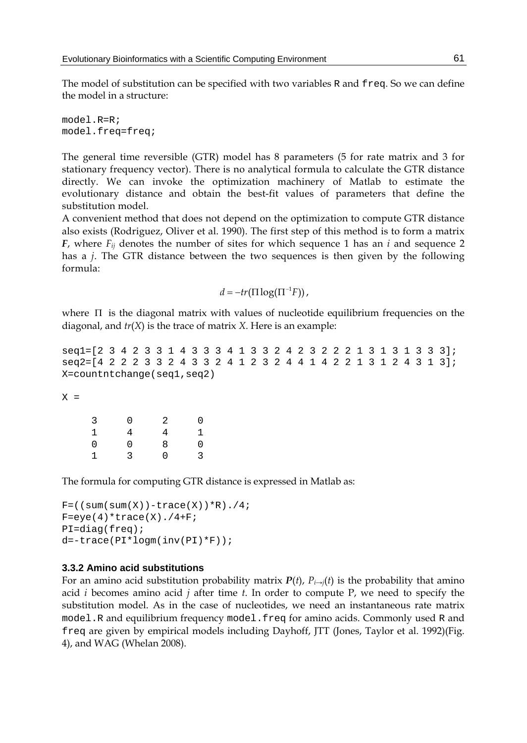The model of substitution can be specified with two variables R and freq. So we can define the model in a structure:

```
model.R=R;
model.freq=freq;
```

The general time reversible (GTR) model has 8 parameters (5 for rate matrix and 3 for stationary frequency vector). There is no analytical formula to calculate the GTR distance directly. We can invoke the optimization machinery of Matlab to estimate the evolutionary distance and obtain the best-fit values of parameters that define the substitution model.

A convenient method that does not depend on the optimization to compute GTR distance also exists (Rodriguez, Oliver et al. 1990). The first step of this method is to form a matrix $\boldsymbol{F}$, where $F_{ij}$ denotes the number of sites for which sequence 1 has an $i$ and sequence 2 has a $j$. The GTR distance between the two sequences is then given by the following formula:

$$d = -tr(\Pi \log(\Pi^{-1} F)),$$

where $\Pi$ is the diagonal matrix with values of nucleotide equilibrium frequencies on the diagonal, and $tr(X)$ is the trace of matrix $X$. Here is an example:

```
seq1=[2 3 4 2 3 3 1 4 3 3 3 4 1 3 3 2 4 2 3 2 2 2 1 3 1 3 1 3 3 3];
seq2=[4 2 2 2 3 3 2 4 3 3 2 4 1 2 3 2 4 4 1 4 2 2 1 3 1 2 4 3 1 3];
X=countntchange(seq1,seq2)

X =

     3     0     2     0
     1     4     4     1
     0     0     8     0
     1     3     0     3
```

The formula for computing GTR distance is expressed in Matlab as:

```
F=((sum(sum(X))-trace(X))*R)./4;
F=eye(4)*trace(X)./4+F;
PI=diag(freq);
d=-trace(PI*logm(inv(PI)*F));
```

### 3.3.2 Amino acid substitutions

For an amino acid substitution probability matrix $\boldsymbol{P}(t)$, $P_{i \to j}(t)$ is the probability that amino acid $i$ becomes amino acid $j$ after time $t$. In order to compute P, we need to specify the substitution model. As in the case of nucleotides, we need an instantaneous rate matrix model.R and equilibrium frequency model.freq for amino acids. Commonly used R and freq are given by empirical models including Dayhoff, JTT (Jones, Taylor et al. 1992)(Fig. 4), and WAG (Whelan 2008).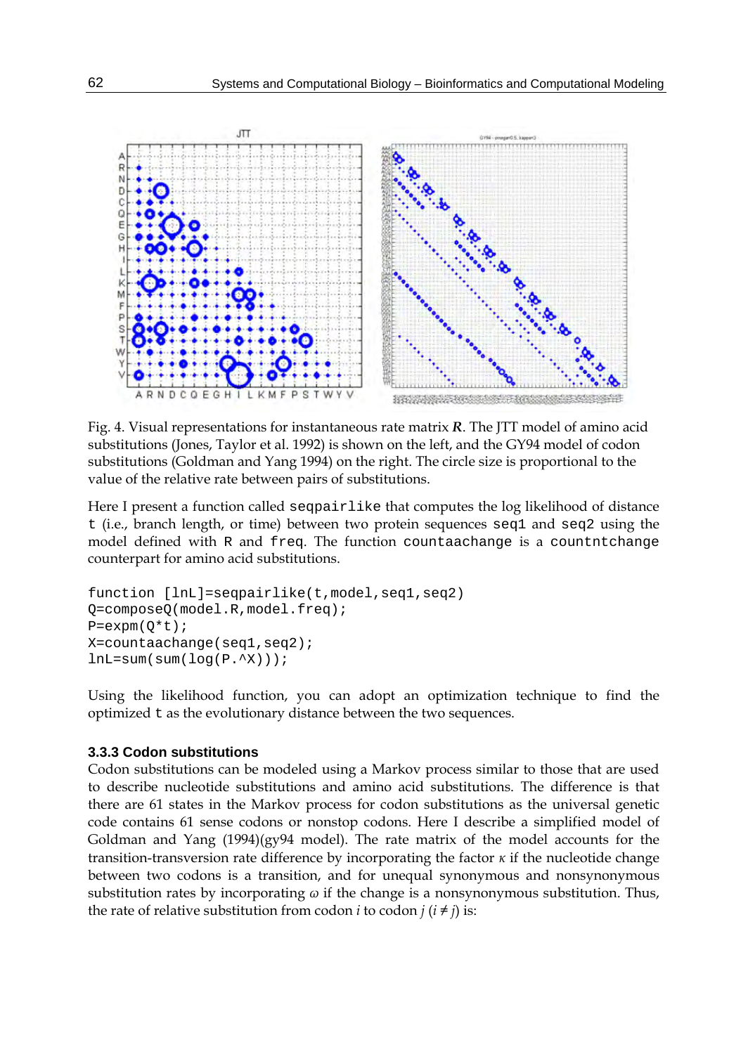Fig. 4. Visual representations for instantaneous rate matrix ***R***. The JTT model of amino acid substitutions (Jones, Taylor et al. 1992) is shown on the left, and the GY94 model of codon substitutions (Goldman and Yang 1994) on the right. The circle size is proportional to the value of the relative rate between pairs of substitutions.

Here I present a function called `seqpairlike` that computes the log likelihood of distance `t` (i.e., branch length, or time) between two protein sequences `seq1` and `seq2` using the model defined with `R` and `freq`. The function `countaachange` is a `countntchange` counterpart for amino acid substitutions.

```
function [lnL]=seqpairlike(t,model,seq1,seq2)
Q=composeQ(model.R,model.freq);
P=expm(Q*t);
X=countaachange(seq1,seq2);
lnL=sum(sum(log(P.^X)));
```

Using the likelihood function, you can adopt an optimization technique to find the optimized `t` as the evolutionary distance between the two sequences.

### 3.3.3 Codon substitutions

Codon substitutions can be modeled using a Markov process similar to those that are used to describe nucleotide substitutions and amino acid substitutions. The difference is that there are 61 states in the Markov process for codon substitutions as the universal genetic code contains 61 sense codons or nonstop codons. Here I describe a simplified model of Goldman and Yang (1994)(gy94 model). The rate matrix of the model accounts for the transition-transversion rate difference by incorporating the factor $\kappa$ if the nucleotide change between two codons is a transition, and for unequal synonymous and nonsynonymous substitution rates by incorporating $\omega$ if the change is a nonsynonymous substitution. Thus, the rate of relative substitution from codon $i$ to codon $j$ ($i \neq j$) is: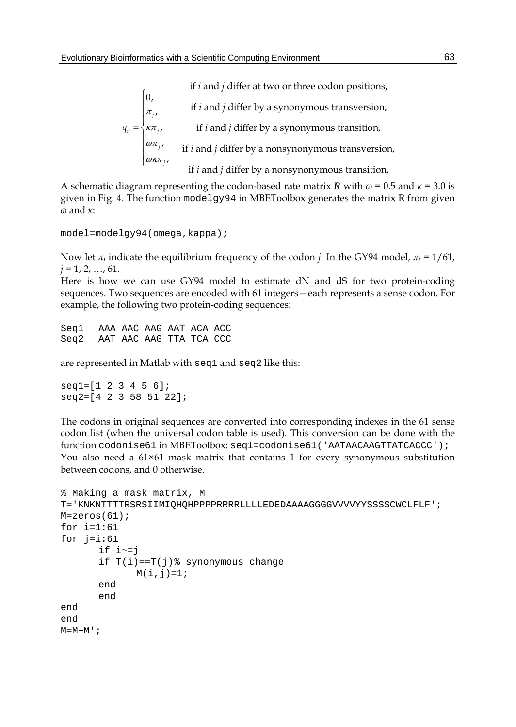$$q_{ij} = \begin{cases} 0, & \text{if } i \text{ and } j \text{ differ at two or three codon positions,} \\ \pi_j, & \text{if } i \text{ and } j \text{ differ by a synonymous transversion,} \\ \kappa\pi_j, & \text{if } i \text{ and } j \text{ differ by a synonymous transition,} \\ \varpi\pi_j, & \text{if } i \text{ and } j \text{ differ by a nonsynonymous transversion,} \\ \varpi\kappa\pi_j, & \text{if } i \text{ and } j \text{ differ by a nonsynonymous transition,} \end{cases}$$

A schematic diagram representing the codon-based rate matrix $\boldsymbol{R}$ with $\omega = 0.5$ and $\kappa = 3.0$ is given in Fig. 4. The function `modelgy94` in MBEToolbox generates the matrix R from given $\omega$ and $\kappa$:

```
model=modelgy94(omega,kappa);
```

Now let $\pi_j$ indicate the equilibrium frequency of the codon $j$. In the GY94 model, $\pi_j = 1/61$, $j = 1, 2, \ldots, 61$.

Here is how we can use GY94 model to estimate dN and dS for two protein-coding sequences. Two sequences are encoded with 61 integers—each represents a sense codon. For example, the following two protein-coding sequences:

```
Seq1   AAA AAC AAG AAT ACA ACC
Seq2   AAT AAC AAG TTA TCA CCC
```

are represented in Matlab with `seq1` and `seq2` like this:

```
seq1=[1 2 3 4 5 6];
seq2=[4 2 3 58 51 22];
```

The codons in original sequences are converted into corresponding indexes in the 61 sense codon list (when the universal codon table is used). This conversion can be done with the function `codonise61` in MBEToolbox: `seq1=codonise61('AATAACAAGTTATCACCC');`
You also need a 61×61 mask matrix that contains 1 for every synonymous substitution between codons, and 0 otherwise.

```
% Making a mask matrix, M
T='KNKNTTTTRSRSIIMIQHQHPPPPRRRRLLLLEDEDAAAAGGGGVVVVYYSSSSCWCLFLF';
M=zeros(61);
for i=1:61
for j=i:61
      if i~=j
      if T(i)==T(j)% synonymous change
            M(i,j)=1;
      end
      end
end
end
M=M+M';
```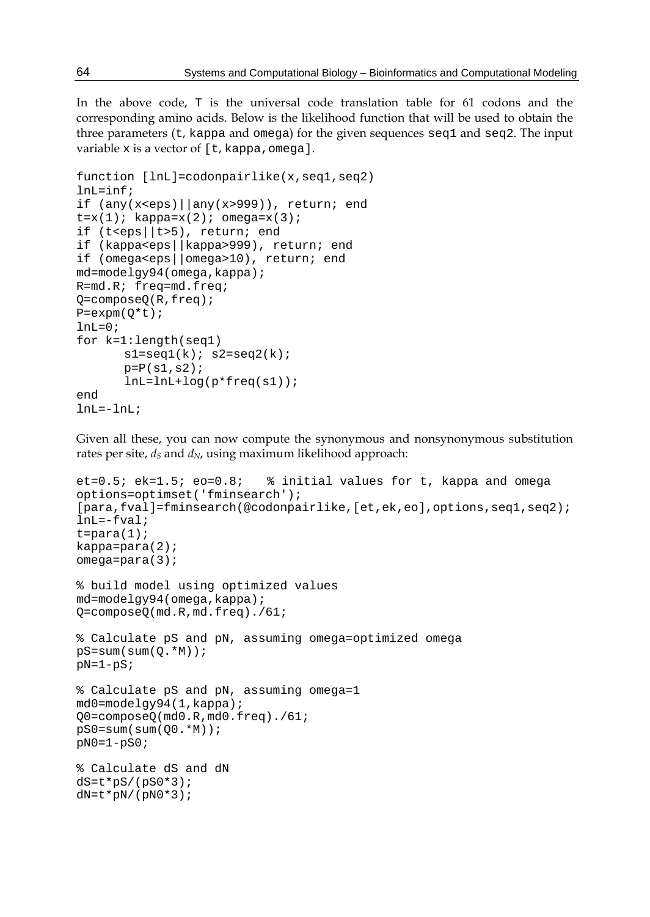In the above code, T is the universal code translation table for 61 codons and the corresponding amino acids. Below is the likelihood function that will be used to obtain the three parameters (t, kappa and omega) for the given sequences seq1 and seq2. The input variable x is a vector of [t, kappa, omega].

```
function [lnL]=codonpairlike(x,seq1,seq2)
lnL=inf;
if (any(x<eps)||any(x>999)), return; end
t=x(1); kappa=x(2); omega=x(3);
if (t<eps||t>5), return; end
if (kappa<eps||kappa>999), return; end
if (omega<eps||omega>10), return; end
md=modelgy94(omega,kappa);
R=md.R; freq=md.freq;
Q=composeQ(R,freq);
P=expm(Q*t);
lnL=0;
for k=1:length(seq1)
      s1=seq1(k); s2=seq2(k);
      p=P(s1,s2);
      lnL=lnL+log(p*freq(s1));
end
lnL=-lnL;
```

Given all these, you can now compute the synonymous and nonsynonymous substitution rates per site, $d_S$ and $d_N$, using maximum likelihood approach:

```
et=0.5; ek=1.5; eo=0.8;   % initial values for t, kappa and omega
options=optimset('fminsearch');
[para,fval]=fminsearch(@codonpairlike,[et,ek,eo],options,seq1,seq2);
lnL=-fval;
t=para(1);
kappa=para(2);
omega=para(3);

% build model using optimized values
md=modelgy94(omega,kappa);
Q=composeQ(md.R,md.freq)./61;

% Calculate pS and pN, assuming omega=optimized omega
pS=sum(sum(Q.*M));
pN=1-pS;

% Calculate pS and pN, assuming omega=1
md0=modelgy94(1,kappa);
Q0=composeQ(md0.R,md0.freq)./61;
pS0=sum(sum(Q0.*M));
pN0=1-pS0;

% Calculate dS and dN
dS=t*pS/(pS0*3);
dN=t*pN/(pN0*3);
```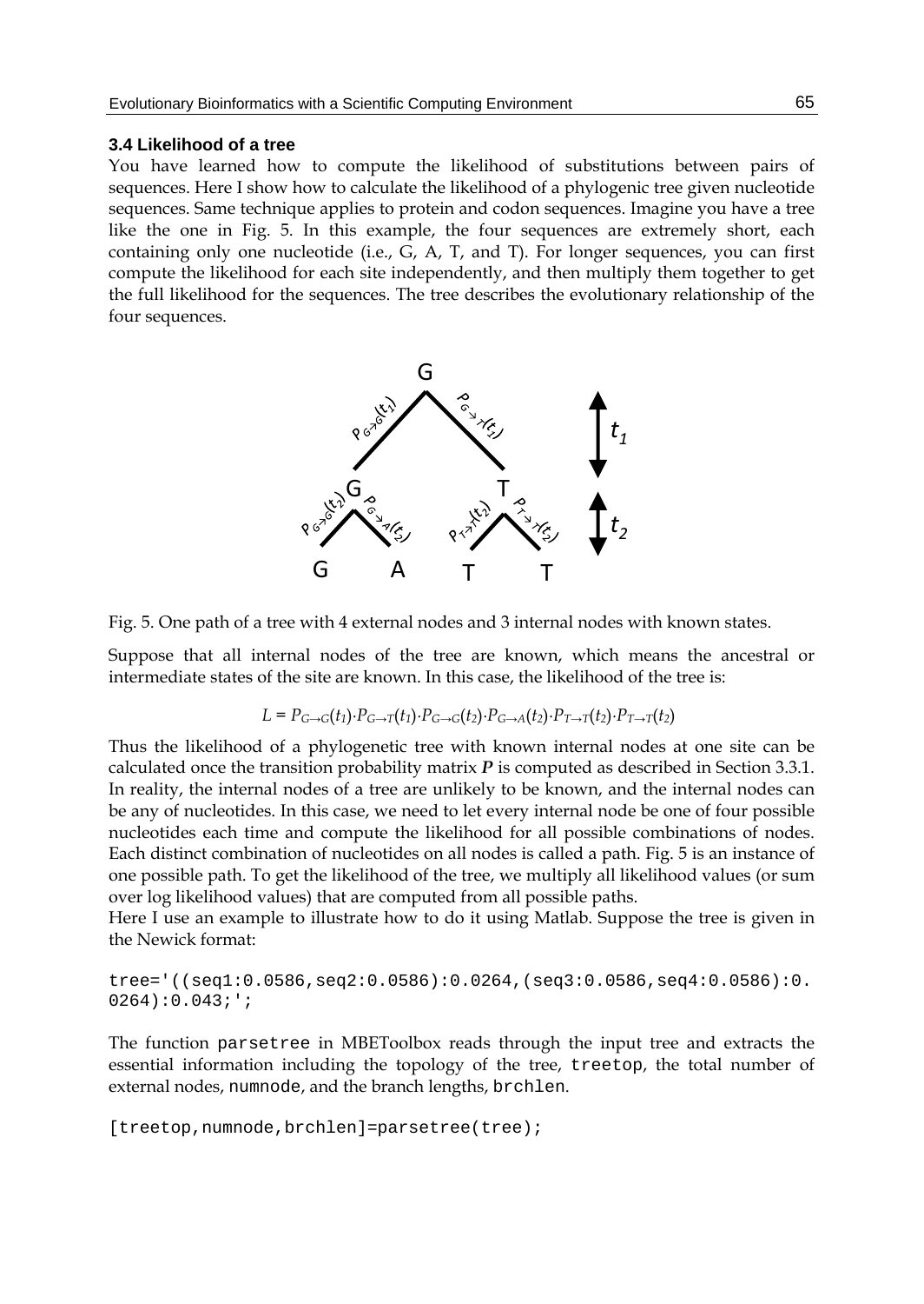### 3.4 Likelihood of a tree

You have learned how to compute the likelihood of substitutions between pairs of sequences. Here I show how to calculate the likelihood of a phylogenic tree given nucleotide sequences. Same technique applies to protein and codon sequences. Imagine you have a tree like the one in Fig. 5. In this example, the four sequences are extremely short, each containing only one nucleotide (i.e., G, A, T, and T). For longer sequences, you can first compute the likelihood for each site independently, and then multiply them together to get the full likelihood for the sequences. The tree describes the evolutionary relationship of the four sequences.

Fig. 5. One path of a tree with 4 external nodes and 3 internal nodes with known states.

Suppose that all internal nodes of the tree are known, which means the ancestral or intermediate states of the site are known. In this case, the likelihood of the tree is:

$$L = P_{G\to G}(t_1)\cdot P_{G\to T}(t_1)\cdot P_{G\to G}(t_2)\cdot P_{G\to A}(t_2)\cdot P_{T\to T}(t_2)\cdot P_{T\to T}(t_2)$$

Thus the likelihood of a phylogenetic tree with known internal nodes at one site can be calculated once the transition probability matrix $\boldsymbol{P}$ is computed as described in Section 3.3.1. In reality, the internal nodes of a tree are unlikely to be known, and the internal nodes can be any of nucleotides. In this case, we need to let every internal node be one of four possible nucleotides each time and compute the likelihood for all possible combinations of nodes. Each distinct combination of nucleotides on all nodes is called a path. Fig. 5 is an instance of one possible path. To get the likelihood of the tree, we multiply all likelihood values (or sum over log likelihood values) that are computed from all possible paths.

Here I use an example to illustrate how to do it using Matlab. Suppose the tree is given in the Newick format:

```
tree='((seq1:0.0586,seq2:0.0586):0.0264,(seq3:0.0586,seq4:0.0586):0.0264):0.043;';
```

The function `parsetree` in MBEToolbox reads through the input tree and extracts the essential information including the topology of the tree, `treetop`, the total number of external nodes, `numnode`, and the branch lengths, `brchlen`.

```
[treetop,numnode,brchlen]=parsetree(tree);
```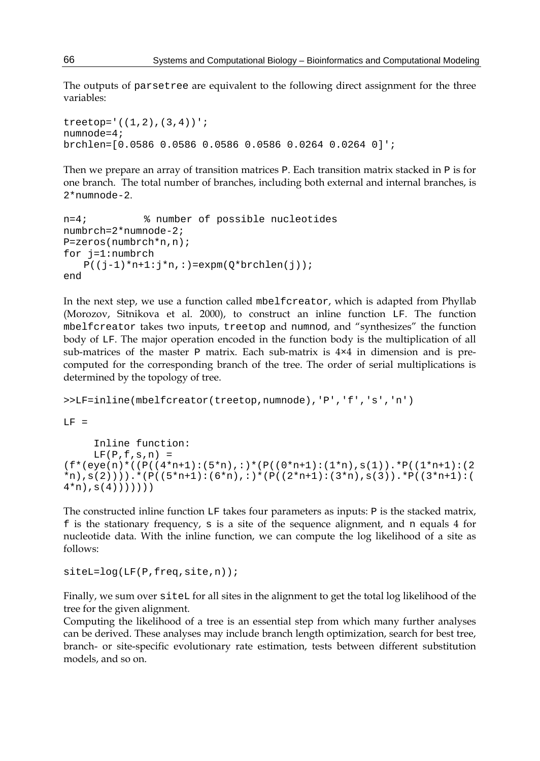The outputs of parsetree are equivalent to the following direct assignment for the three variables:

```
treetop='((1,2),(3,4))';
numnode=4;
brchlen=[0.0586 0.0586 0.0586 0.0586 0.0264 0.0264 0]';
```

Then we prepare an array of transition matrices P. Each transition matrix stacked in P is for one branch. The total number of branches, including both external and internal branches, is 2*numnode-2.

```
n=4;          % number of possible nucleotides
numbrch=2*numnode-2;
P=zeros(numbrch*n,n);
for j=1:numbrch
    P((j-1)*n+1:j*n,:)=expm(Q*brchlen(j));
end
```

In the next step, we use a function called mbelfcreator, which is adapted from Phyllab (Morozov, Sitnikova et al. 2000), to construct an inline function LF. The function mbelfcreator takes two inputs, treetop and numnod, and "synthesizes" the function body of LF. The major operation encoded in the function body is the multiplication of all sub-matrices of the master P matrix. Each sub-matrix is 4×4 in dimension and is pre-computed for the corresponding branch of the tree. The order of serial multiplications is determined by the topology of tree.

```
>>LF=inline(mbelfcreator(treetop,numnode),'P','f','s','n')

LF =

     Inline function:
     LF(P,f,s,n) =
(f*(eye(n)*((P((4*n+1):(5*n),:)*(P((0*n+1):(1*n),s(1)).*P((1*n+1):(2
*n),s(2)))).*(P((5*n+1):(6*n),:)*(P((2*n+1):(3*n),s(3)).*P((3*n+1):(
4*n),s(4)))))))
```

The constructed inline function LF takes four parameters as inputs: P is the stacked matrix, f is the stationary frequency, s is a site of the sequence alignment, and n equals 4 for nucleotide data. With the inline function, we can compute the log likelihood of a site as follows:

```
siteL=log(LF(P,freq,site,n));
```

Finally, we sum over siteL for all sites in the alignment to get the total log likelihood of the tree for the given alignment.

Computing the likelihood of a tree is an essential step from which many further analyses can be derived. These analyses may include branch length optimization, search for best tree, branch- or site-specific evolutionary rate estimation, tests between different substitution models, and so on.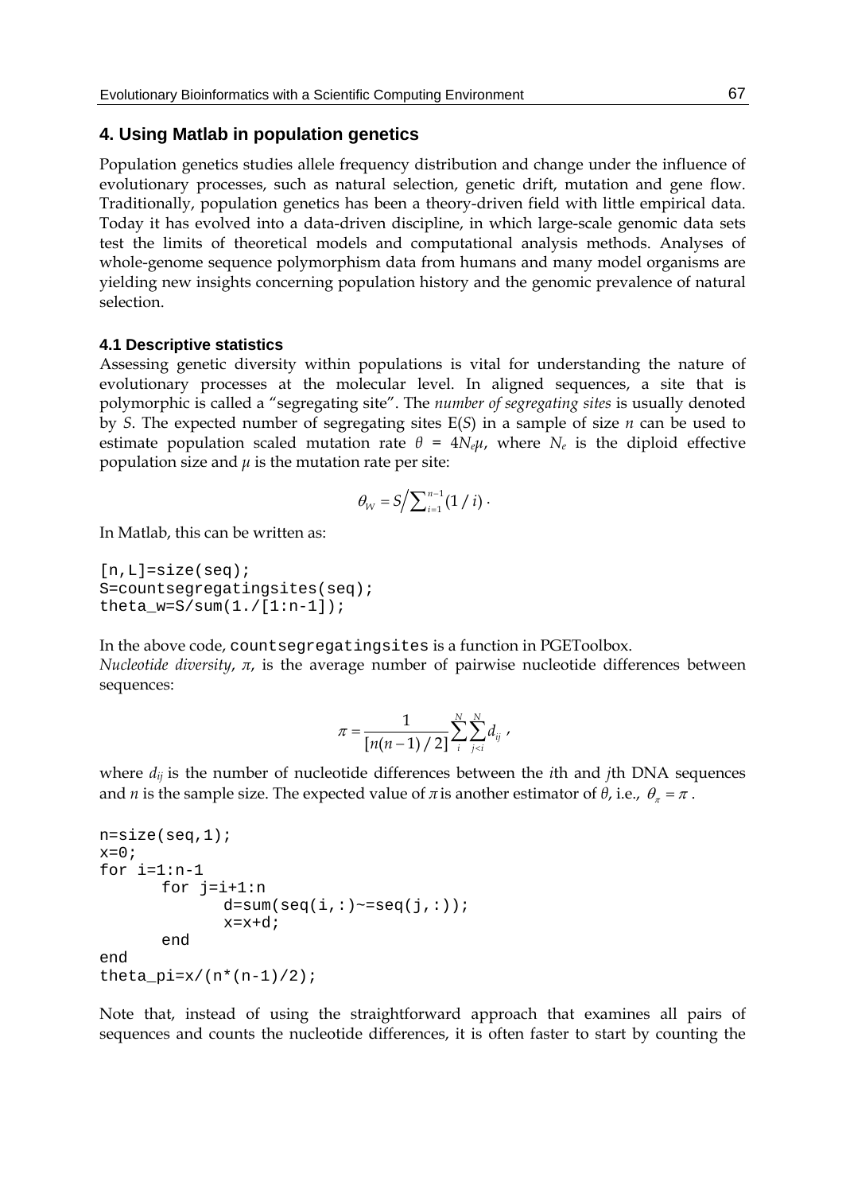## 4. Using Matlab in population genetics

Population genetics studies allele frequency distribution and change under the influence of evolutionary processes, such as natural selection, genetic drift, mutation and gene flow. Traditionally, population genetics has been a theory-driven field with little empirical data. Today it has evolved into a data-driven discipline, in which large-scale genomic data sets test the limits of theoretical models and computational analysis methods. Analyses of whole-genome sequence polymorphism data from humans and many model organisms are yielding new insights concerning population history and the genomic prevalence of natural selection.

### 4.1 Descriptive statistics

Assessing genetic diversity within populations is vital for understanding the nature of evolutionary processes at the molecular level. In aligned sequences, a site that is polymorphic is called a "segregating site". The *number of segregating sites* is usually denoted by $S$. The expected number of segregating sites E($S$) in a sample of size $n$ can be used to estimate population scaled mutation rate $\theta = 4N_e\mu$, where $N_e$ is the diploid effective population size and $\mu$ is the mutation rate per site:

$$\theta_W = S \Big/ \sum_{i=1}^{n-1} (1/i) \, .$$

In Matlab, this can be written as:

```
[n,L]=size(seq);
S=countsegregatingsites(seq);
theta_w=S/sum(1./[1:n-1]);
```

In the above code, `countsegregatingsites` is a function in PGEToolbox.

*Nucleotide diversity*, $\pi$, is the average number of pairwise nucleotide differences between sequences:

$$\pi = \frac{1}{[n(n-1)/2]} \sum_{i}^{N} \sum_{j<i}^{N} d_{ij} \, ,$$

where $d_{ij}$ is the number of nucleotide differences between the $i$th and $j$th DNA sequences and $n$ is the sample size. The expected value of $\pi$ is another estimator of $\theta$, i.e., $\theta_\pi = \pi$ .

```
n=size(seq,1);
x=0;
for i=1:n-1
      for j=i+1:n
            d=sum(seq(i,:)~=seq(j,:));
            x=x+d;
      end
end
theta_pi=x/(n*(n-1)/2);
```

Note that, instead of using the straightforward approach that examines all pairs of sequences and counts the nucleotide differences, it is often faster to start by counting the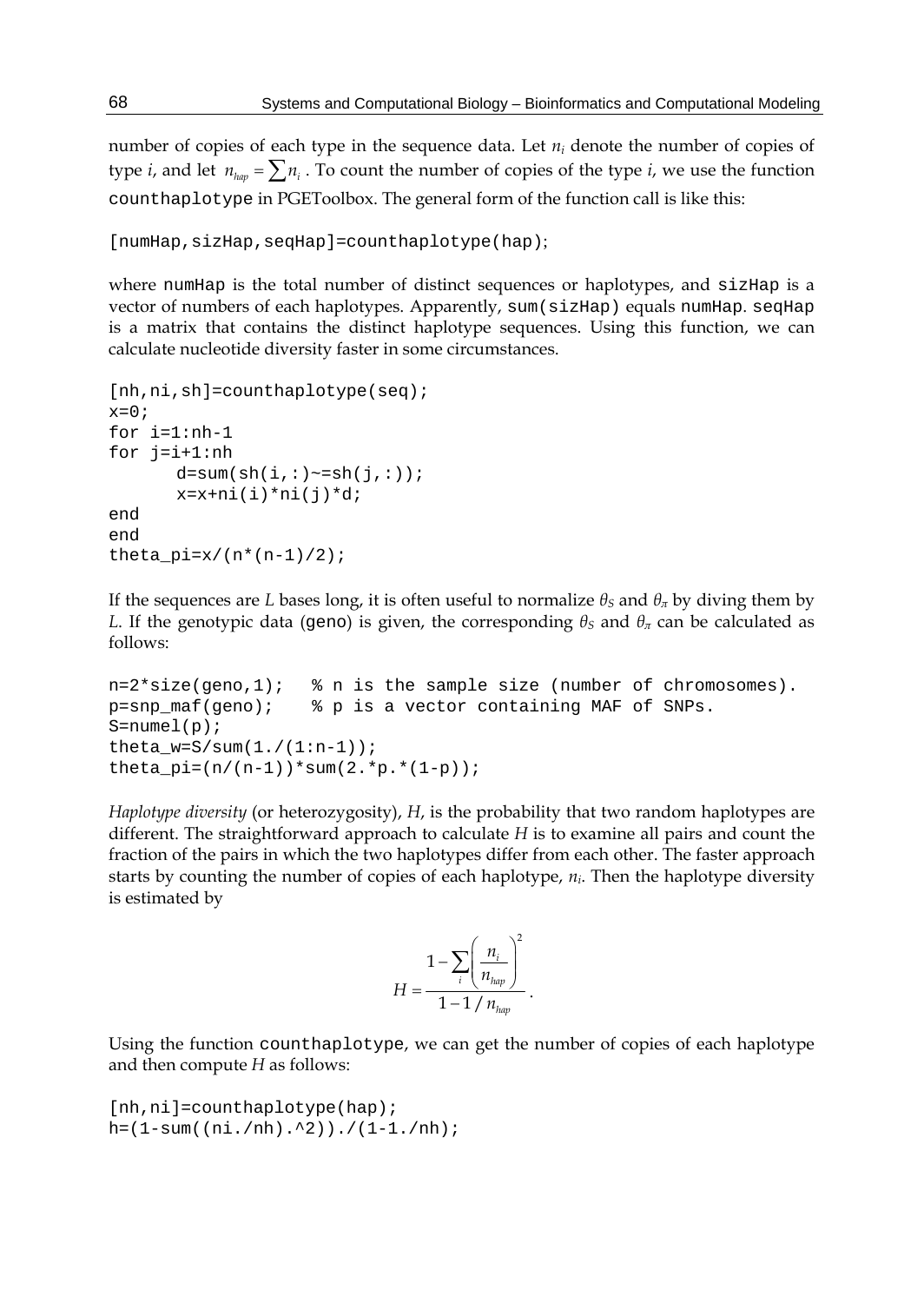number of copies of each type in the sequence data. Let $n_i$ denote the number of copies of type $i$, and let $n_{hap} = \sum n_i$ . To count the number of copies of the type $i$, we use the function `counthaplotype` in PGEToolbox. The general form of the function call is like this:

```
[numHap,sizHap,seqHap]=counthaplotype(hap);
```

where `numHap` is the total number of distinct sequences or haplotypes, and `sizHap` is a vector of numbers of each haplotypes. Apparently, `sum(sizHap)` equals `numHap`. `seqHap` is a matrix that contains the distinct haplotype sequences. Using this function, we can calculate nucleotide diversity faster in some circumstances.

```
[nh,ni,sh]=counthaplotype(seq);
x=0;
for i=1:nh-1
for j=i+1:nh
       d=sum(sh(i,:)~=sh(j,:));
       x=x+ni(i)*ni(j)*d;
end
end
theta_pi=x/(n*(n-1)/2);
```

If the sequences are $L$ bases long, it is often useful to normalize $\theta_S$ and $\theta_\pi$ by diving them by $L$. If the genotypic data (`geno`) is given, the corresponding $\theta_S$ and $\theta_\pi$ can be calculated as follows:

```
n=2*size(geno,1);   % n is the sample size (number of chromosomes).
p=snp_maf(geno);    % p is a vector containing MAF of SNPs.
S=numel(p);
theta_w=S/sum(1./(1:n-1));
theta_pi=(n/(n-1))*sum(2.*p.*(1-p));
```

*Haplotype diversity* (or heterozygosity), $H$, is the probability that two random haplotypes are different. The straightforward approach to calculate $H$ is to examine all pairs and count the fraction of the pairs in which the two haplotypes differ from each other. The faster approach starts by counting the number of copies of each haplotype, $n_i$. Then the haplotype diversity is estimated by

$$H = \frac{1 - \sum_i \left( \frac{n_i}{n_{hap}} \right)^2}{1 - 1 / n_{hap}} .$$

Using the function `counthaplotype`, we can get the number of copies of each haplotype and then compute $H$ as follows:

```
[nh,ni]=counthaplotype(hap);
h=(1-sum((ni./nh).^2))./(1-1./nh);
```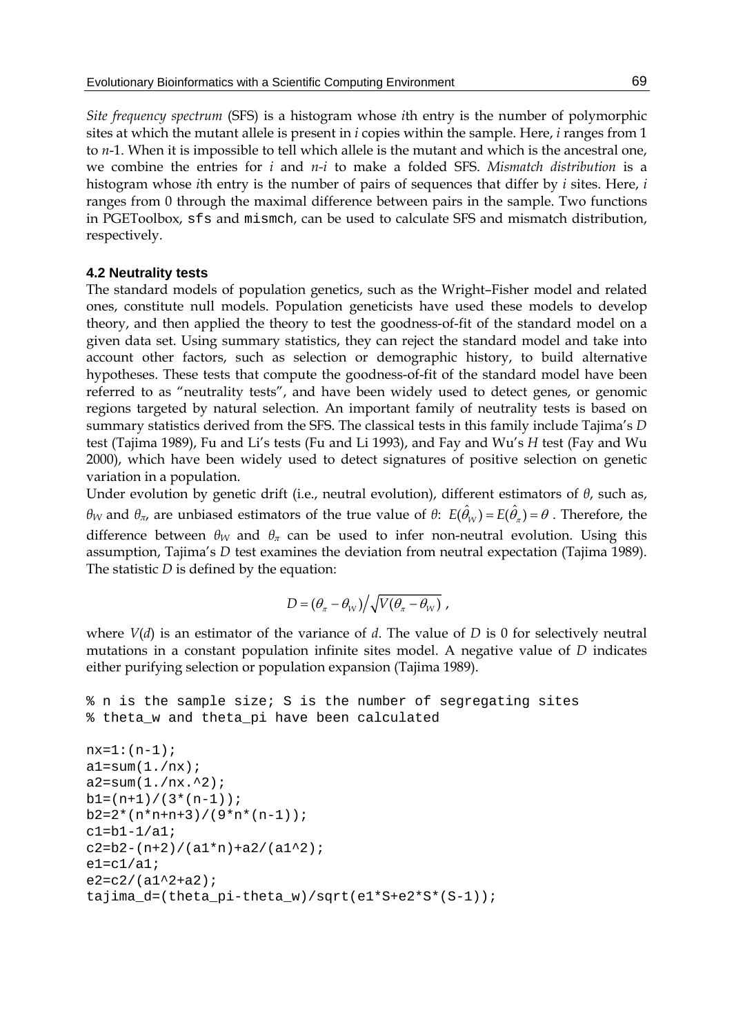*Site frequency spectrum* (SFS) is a histogram whose *i*th entry is the number of polymorphic sites at which the mutant allele is present in *i* copies within the sample. Here, *i* ranges from 1 to *n*-1. When it is impossible to tell which allele is the mutant and which is the ancestral one, we combine the entries for *i* and *n-i* to make a folded SFS. *Mismatch distribution* is a histogram whose *i*th entry is the number of pairs of sequences that differ by *i* sites. Here, *i* ranges from 0 through the maximal difference between pairs in the sample. Two functions in PGEToolbox, `sfs` and `mismch`, can be used to calculate SFS and mismatch distribution, respectively.

### 4.2 Neutrality tests

The standard models of population genetics, such as the Wright–Fisher model and related ones, constitute null models. Population geneticists have used these models to develop theory, and then applied the theory to test the goodness-of-fit of the standard model on a given data set. Using summary statistics, they can reject the standard model and take into account other factors, such as selection or demographic history, to build alternative hypotheses. These tests that compute the goodness-of-fit of the standard model have been referred to as "neutrality tests", and have been widely used to detect genes, or genomic regions targeted by natural selection. An important family of neutrality tests is based on summary statistics derived from the SFS. The classical tests in this family include Tajima's *D* test (Tajima 1989), Fu and Li's tests (Fu and Li 1993), and Fay and Wu's *H* test (Fay and Wu 2000), which have been widely used to detect signatures of positive selection on genetic variation in a population.

Under evolution by genetic drift (i.e., neutral evolution), different estimators of $\theta$, such as, $\theta_W$ and $\theta_\pi$, are unbiased estimators of the true value of $\theta$: $E(\hat{\theta}_W) = E(\hat{\theta}_\pi) = \theta$ . Therefore, the difference between $\theta_W$ and $\theta_\pi$ can be used to infer non-neutral evolution. Using this assumption, Tajima's *D* test examines the deviation from neutral expectation (Tajima 1989). The statistic *D* is defined by the equation:

$$D = (\theta_\pi - \theta_W) \Big/ \sqrt{V(\theta_\pi - \theta_W)} \ ,$$

where $V(d)$ is an estimator of the variance of $d$. The value of *D* is 0 for selectively neutral mutations in a constant population infinite sites model. A negative value of *D* indicates either purifying selection or population expansion (Tajima 1989).

```
% n is the sample size; S is the number of segregating sites
% theta_w and theta_pi have been calculated

nx=1:(n-1);
a1=sum(1./nx);
a2=sum(1./nx.^2);
b1=(n+1)/(3*(n-1));
b2=2*(n*n+n+3)/(9*n*(n-1));
c1=b1-1/a1;
c2=b2-(n+2)/(a1*n)+a2/(a1^2);
e1=c1/a1;
e2=c2/(a1^2+a2);
tajima_d=(theta_pi-theta_w)/sqrt(e1*S+e2*S*(S-1));
```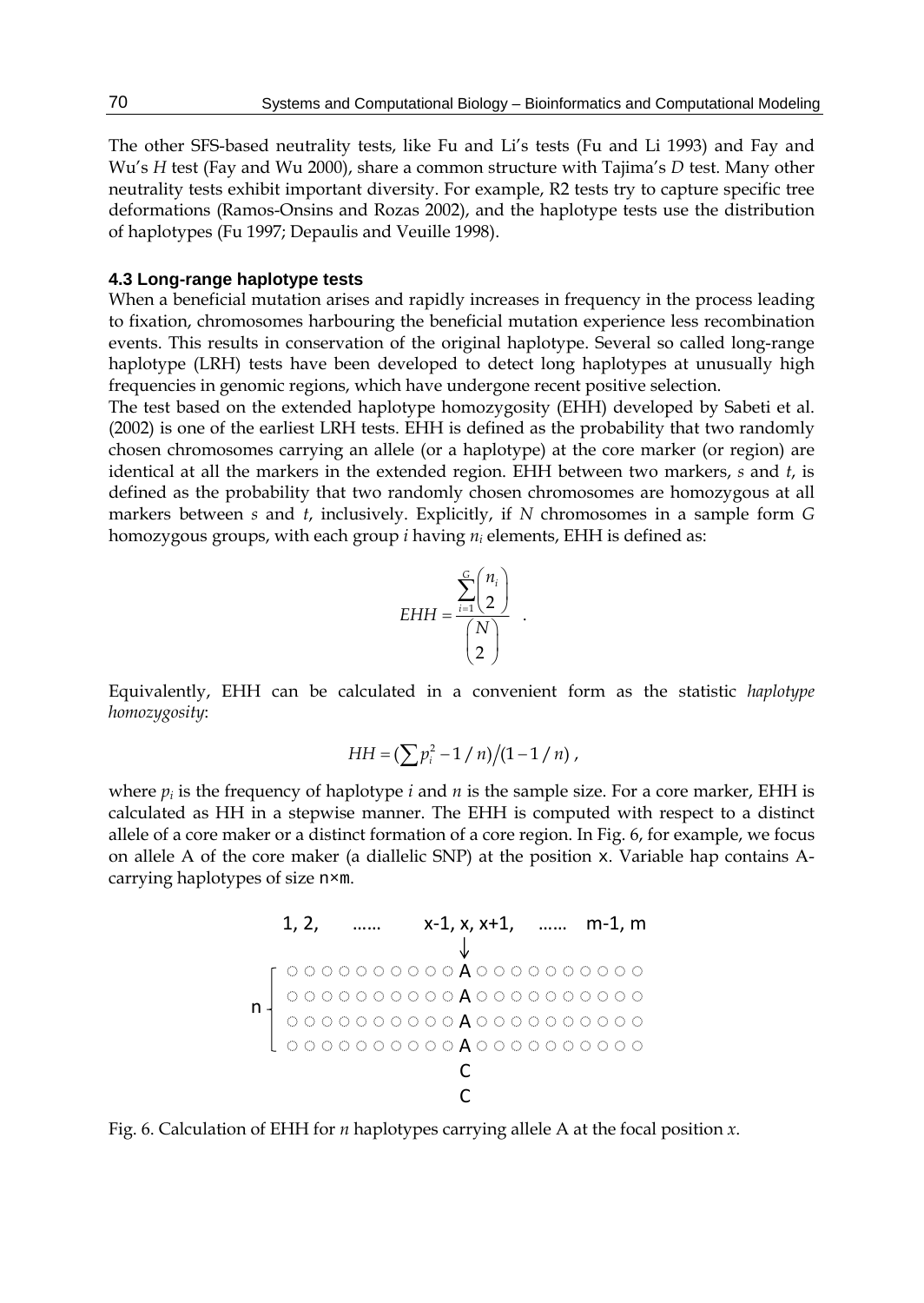The other SFS-based neutrality tests, like Fu and Li's tests (Fu and Li 1993) and Fay and Wu's *H* test (Fay and Wu 2000), share a common structure with Tajima's *D* test. Many other neutrality tests exhibit important diversity. For example, R2 tests try to capture specific tree deformations (Ramos-Onsins and Rozas 2002), and the haplotype tests use the distribution of haplotypes (Fu 1997; Depaulis and Veuille 1998).

### 4.3 Long-range haplotype tests

When a beneficial mutation arises and rapidly increases in frequency in the process leading to fixation, chromosomes harbouring the beneficial mutation experience less recombination events. This results in conservation of the original haplotype. Several so called long-range haplotype (LRH) tests have been developed to detect long haplotypes at unusually high frequencies in genomic regions, which have undergone recent positive selection.

The test based on the extended haplotype homozygosity (EHH) developed by Sabeti et al. (2002) is one of the earliest LRH tests. EHH is defined as the probability that two randomly chosen chromosomes carrying an allele (or a haplotype) at the core marker (or region) are identical at all the markers in the extended region. EHH between two markers, *s* and *t*, is defined as the probability that two randomly chosen chromosomes are homozygous at all markers between *s* and *t*, inclusively. Explicitly, if *N* chromosomes in a sample form *G* homozygous groups, with each group *i* having $n_i$ elements, EHH is defined as:

$$EHH = \frac{\sum_{i=1}^{G} \binom{n_i}{2}}{\binom{N}{2}} \quad .$$

Equivalently, EHH can be calculated in a convenient form as the statistic *haplotype homozygosity*:

$$HH = \left(\sum p_i^2 - 1/n\right) / \left(1 - 1/n\right) ,$$

where $p_i$ is the frequency of haplotype *i* and *n* is the sample size. For a core marker, EHH is calculated as HH in a stepwise manner. The EHH is computed with respect to a distinct allele of a core maker or a distinct formation of a core region. In Fig. 6, for example, we focus on allele A of the core maker (a diallelic SNP) at the position x. Variable hap contains A-carrying haplotypes of size n×m.

```
      1, 2,      ......      x-1, x, x+1,    ......   m-1, m
                                  ↓
    ┌ ○ ○ ○ ○ ○ ○ ○ ○ ○ ○ A ○ ○ ○ ○ ○ ○ ○ ○ ○ ○
  n ┤ ○ ○ ○ ○ ○ ○ ○ ○ ○ ○ A ○ ○ ○ ○ ○ ○ ○ ○ ○ ○
    │ ○ ○ ○ ○ ○ ○ ○ ○ ○ ○ A ○ ○ ○ ○ ○ ○ ○ ○ ○ ○
    └ ○ ○ ○ ○ ○ ○ ○ ○ ○ ○ A ○ ○ ○ ○ ○ ○ ○ ○ ○ ○
                          C
                          C
```

Fig. 6. Calculation of EHH for *n* haplotypes carrying allele A at the focal position *x*.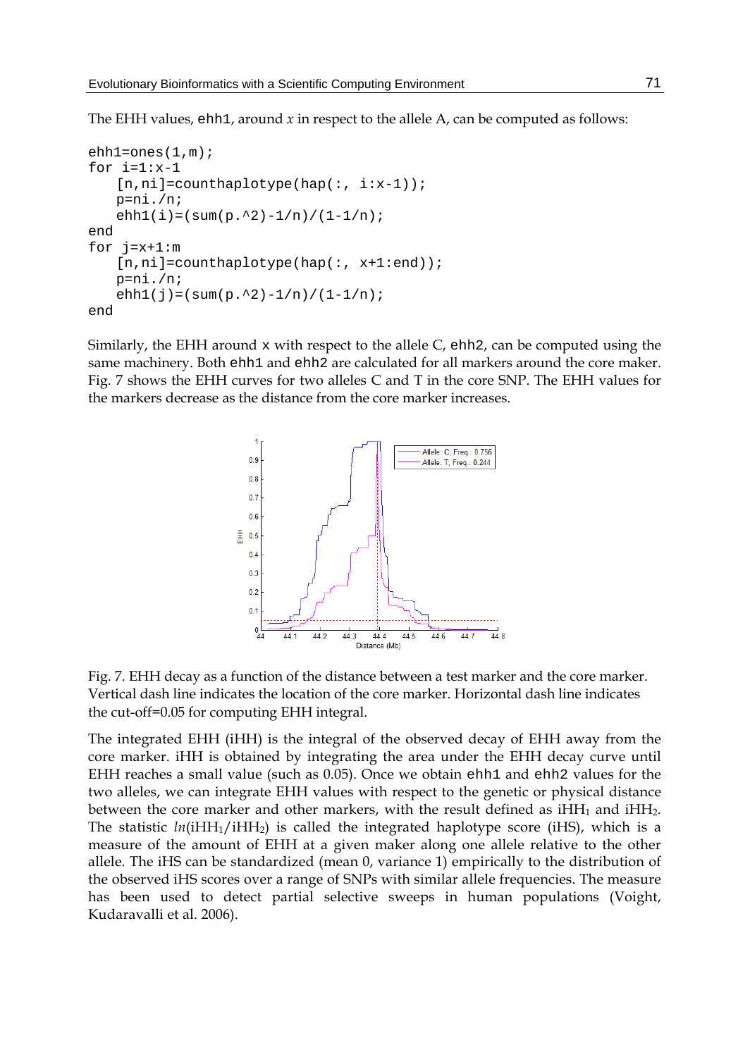The EHH values, `ehh1`, around $x$ in respect to the allele A, can be computed as follows:

```
ehh1=ones(1,m);
for i=1:x-1
    [n,ni]=counthaplotype(hap(:, i:x-1));
    p=ni./n;
    ehh1(i)=(sum(p.^2)-1/n)/(1-1/n);
end
for j=x+1:m
    [n,ni]=counthaplotype(hap(:, x+1:end));
    p=ni./n;
    ehh1(j)=(sum(p.^2)-1/n)/(1-1/n);
end
```

Similarly, the EHH around x with respect to the allele C, `ehh2`, can be computed using the same machinery. Both `ehh1` and `ehh2` are calculated for all markers around the core maker. Fig. 7 shows the EHH curves for two alleles C and T in the core SNP. The EHH values for the markers decrease as the distance from the core marker increases.

Fig. 7. EHH decay as a function of the distance between a test marker and the core marker. Vertical dash line indicates the location of the core marker. Horizontal dash line indicates the cut-off=0.05 for computing EHH integral.

The integrated EHH (iHH) is the integral of the observed decay of EHH away from the core marker. iHH is obtained by integrating the area under the EHH decay curve until EHH reaches a small value (such as 0.05). Once we obtain `ehh1` and `ehh2` values for the two alleles, we can integrate EHH values with respect to the genetic or physical distance between the core marker and other markers, with the result defined as $iHH_1$ and $iHH_2$. The statistic $ln(iHH_1/iHH_2)$ is called the integrated haplotype score (iHS), which is a measure of the amount of EHH at a given maker along one allele relative to the other allele. The iHS can be standardized (mean 0, variance 1) empirically to the distribution of the observed iHS scores over a range of SNPs with similar allele frequencies. The measure has been used to detect partial selective sweeps in human populations (Voight, Kudaravalli et al. 2006).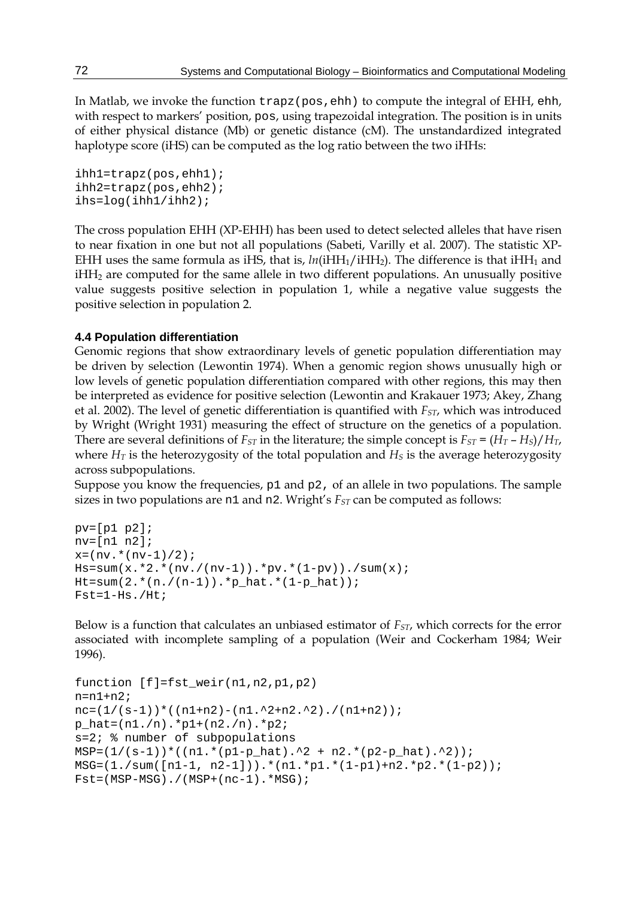In Matlab, we invoke the function `trapz(pos,ehh)` to compute the integral of EHH, `ehh`, with respect to markers' position, `pos`, using trapezoidal integration. The position is in units of either physical distance (Mb) or genetic distance (cM). The unstandardized integrated haplotype score (iHS) can be computed as the log ratio between the two iHHs:

```
ihh1=trapz(pos,ehh1);
ihh2=trapz(pos,ehh2);
ihs=log(ihh1/ihh2);
```

The cross population EHH (XP-EHH) has been used to detect selected alleles that have risen to near fixation in one but not all populations (Sabeti, Varilly et al. 2007). The statistic XP-EHH uses the same formula as iHS, that is, $ln(iHH_1/iHH_2)$. The difference is that $iHH_1$ and $iHH_2$ are computed for the same allele in two different populations. An unusually positive value suggests positive selection in population 1, while a negative value suggests the positive selection in population 2.

### 4.4 Population differentiation

Genomic regions that show extraordinary levels of genetic population differentiation may be driven by selection (Lewontin 1974). When a genomic region shows unusually high or low levels of genetic population differentiation compared with other regions, this may then be interpreted as evidence for positive selection (Lewontin and Krakauer 1973; Akey, Zhang et al. 2002). The level of genetic differentiation is quantified with $F_{ST}$, which was introduced by Wright (Wright 1931) measuring the effect of structure on the genetics of a population. There are several definitions of $F_{ST}$ in the literature; the simple concept is $F_{ST} = (H_T - H_S)/H_T$, where $H_T$ is the heterozygosity of the total population and $H_S$ is the average heterozygosity across subpopulations.

Suppose you know the frequencies, `p1` and `p2`, of an allele in two populations. The sample sizes in two populations are `n1` and `n2`. Wright's $F_{ST}$ can be computed as follows:

```
pv=[p1 p2];
nv=[n1 n2];
x=(nv.*(nv-1)/2);
Hs=sum(x.*2.*(nv./(nv-1)).*pv.*(1-pv))./sum(x);
Ht=sum(2.*(n./(n-1)).*p_hat.*(1-p_hat));
Fst=1-Hs./Ht;
```

Below is a function that calculates an unbiased estimator of $F_{ST}$, which corrects for the error associated with incomplete sampling of a population (Weir and Cockerham 1984; Weir 1996).

```
function [f]=fst_weir(n1,n2,p1,p2)
n=n1+n2;
nc=(1/(s-1))*((n1+n2)-(n1.^2+n2.^2)./(n1+n2));
p_hat=(n1./n).*p1+(n2./n).*p2;
s=2; % number of subpopulations
MSP=(1/(s-1))*((n1.*(p1-p_hat).^2 + n2.*(p2-p_hat).^2));
MSG=(1./sum([n1-1, n2-1])).*(n1.*p1.*(1-p1)+n2.*p2.*(1-p2));
Fst=(MSP-MSG)./(MSP+(nc-1).*MSG);
```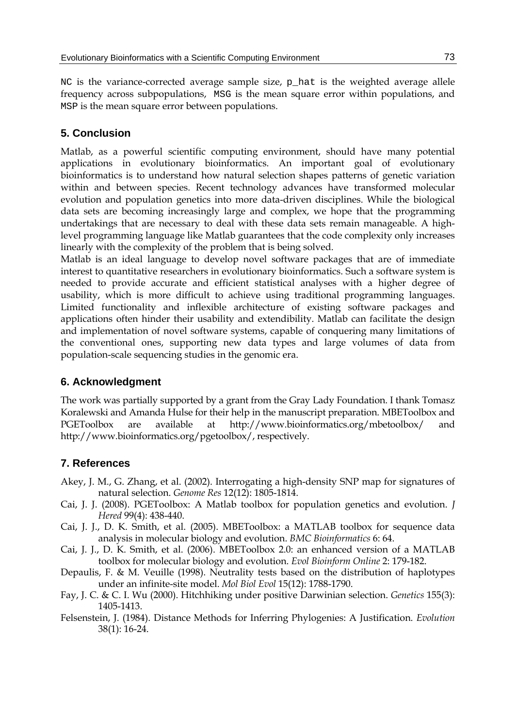`NC` is the variance-corrected average sample size, `p_hat` is the weighted average allele frequency across subpopulations, `MSG` is the mean square error within populations, and `MSP` is the mean square error between populations.

## 5. Conclusion

Matlab, as a powerful scientific computing environment, should have many potential applications in evolutionary bioinformatics. An important goal of evolutionary bioinformatics is to understand how natural selection shapes patterns of genetic variation within and between species. Recent technology advances have transformed molecular evolution and population genetics into more data-driven disciplines. While the biological data sets are becoming increasingly large and complex, we hope that the programming undertakings that are necessary to deal with these data sets remain manageable. A high-level programming language like Matlab guarantees that the code complexity only increases linearly with the complexity of the problem that is being solved.

Matlab is an ideal language to develop novel software packages that are of immediate interest to quantitative researchers in evolutionary bioinformatics. Such a software system is needed to provide accurate and efficient statistical analyses with a higher degree of usability, which is more difficult to achieve using traditional programming languages. Limited functionality and inflexible architecture of existing software packages and applications often hinder their usability and extendibility. Matlab can facilitate the design and implementation of novel software systems, capable of conquering many limitations of the conventional ones, supporting new data types and large volumes of data from population-scale sequencing studies in the genomic era.

## 6. Acknowledgment

The work was partially supported by a grant from the Gray Lady Foundation. I thank Tomasz Koralewski and Amanda Hulse for their help in the manuscript preparation. MBEToolbox and PGEToolbox are available at http://www.bioinformatics.org/mbetoolbox/ and http://www.bioinformatics.org/pgetoolbox/, respectively.

## 7. References

Akey, J. M., G. Zhang, et al. (2002). Interrogating a high-density SNP map for signatures of natural selection. *Genome Res* 12(12): 1805-1814.

Cai, J. J. (2008). PGEToolbox: A Matlab toolbox for population genetics and evolution. *J Hered* 99(4): 438-440.

Cai, J. J., D. K. Smith, et al. (2005). MBEToolbox: a MATLAB toolbox for sequence data analysis in molecular biology and evolution. *BMC Bioinformatics* 6: 64.

Cai, J. J., D. K. Smith, et al. (2006). MBEToolbox 2.0: an enhanced version of a MATLAB toolbox for molecular biology and evolution. *Evol Bioinform Online* 2: 179-182.

Depaulis, F. & M. Veuille (1998). Neutrality tests based on the distribution of haplotypes under an infinite-site model. *Mol Biol Evol* 15(12): 1788-1790.

Fay, J. C. & C. I. Wu (2000). Hitchhiking under positive Darwinian selection. *Genetics* 155(3): 1405-1413.

Felsenstein, J. (1984). Distance Methods for Inferring Phylogenies: A Justification. *Evolution* 38(1): 16-24.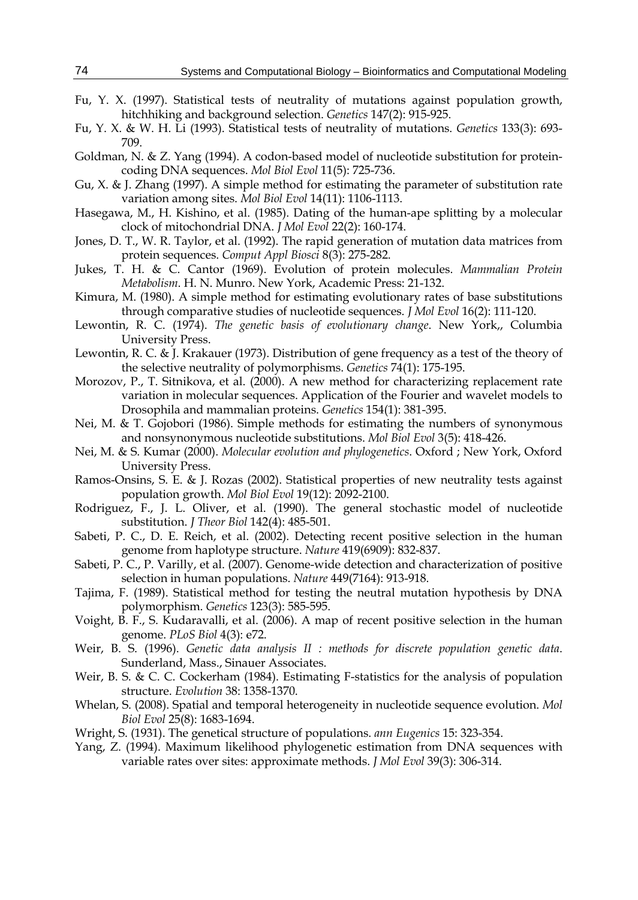Fu, Y. X. (1997). Statistical tests of neutrality of mutations against population growth, hitchhiking and background selection. *Genetics* 147(2): 915-925.

Fu, Y. X. & W. H. Li (1993). Statistical tests of neutrality of mutations. *Genetics* 133(3): 693-709.

Goldman, N. & Z. Yang (1994). A codon-based model of nucleotide substitution for protein-coding DNA sequences. *Mol Biol Evol* 11(5): 725-736.

Gu, X. & J. Zhang (1997). A simple method for estimating the parameter of substitution rate variation among sites. *Mol Biol Evol* 14(11): 1106-1113.

Hasegawa, M., H. Kishino, et al. (1985). Dating of the human-ape splitting by a molecular clock of mitochondrial DNA. *J Mol Evol* 22(2): 160-174.

Jones, D. T., W. R. Taylor, et al. (1992). The rapid generation of mutation data matrices from protein sequences. *Comput Appl Biosci* 8(3): 275-282.

Jukes, T. H. & C. Cantor (1969). Evolution of protein molecules. *Mammalian Protein Metabolism*. H. N. Munro. New York, Academic Press: 21-132.

Kimura, M. (1980). A simple method for estimating evolutionary rates of base substitutions through comparative studies of nucleotide sequences. *J Mol Evol* 16(2): 111-120.

Lewontin, R. C. (1974). *The genetic basis of evolutionary change*. New York,, Columbia University Press.

Lewontin, R. C. & J. Krakauer (1973). Distribution of gene frequency as a test of the theory of the selective neutrality of polymorphisms. *Genetics* 74(1): 175-195.

Morozov, P., T. Sitnikova, et al. (2000). A new method for characterizing replacement rate variation in molecular sequences. Application of the Fourier and wavelet models to Drosophila and mammalian proteins. *Genetics* 154(1): 381-395.

Nei, M. & T. Gojobori (1986). Simple methods for estimating the numbers of synonymous and nonsynonymous nucleotide substitutions. *Mol Biol Evol* 3(5): 418-426.

Nei, M. & S. Kumar (2000). *Molecular evolution and phylogenetics*. Oxford ; New York, Oxford University Press.

Ramos-Onsins, S. E. & J. Rozas (2002). Statistical properties of new neutrality tests against population growth. *Mol Biol Evol* 19(12): 2092-2100.

Rodriguez, F., J. L. Oliver, et al. (1990). The general stochastic model of nucleotide substitution. *J Theor Biol* 142(4): 485-501.

Sabeti, P. C., D. E. Reich, et al. (2002). Detecting recent positive selection in the human genome from haplotype structure. *Nature* 419(6909): 832-837.

Sabeti, P. C., P. Varilly, et al. (2007). Genome-wide detection and characterization of positive selection in human populations. *Nature* 449(7164): 913-918.

Tajima, F. (1989). Statistical method for testing the neutral mutation hypothesis by DNA polymorphism. *Genetics* 123(3): 585-595.

Voight, B. F., S. Kudaravalli, et al. (2006). A map of recent positive selection in the human genome. *PLoS Biol* 4(3): e72.

Weir, B. S. (1996). *Genetic data analysis II : methods for discrete population genetic data*. Sunderland, Mass., Sinauer Associates.

Weir, B. S. & C. C. Cockerham (1984). Estimating F-statistics for the analysis of population structure. *Evolution* 38: 1358-1370.

Whelan, S. (2008). Spatial and temporal heterogeneity in nucleotide sequence evolution. *Mol Biol Evol* 25(8): 1683-1694.

Wright, S. (1931). The genetical structure of populations. *ann Eugenics* 15: 323-354.

Yang, Z. (1994). Maximum likelihood phylogenetic estimation from DNA sequences with variable rates over sites: approximate methods. *J Mol Evol* 39(3): 306-314.